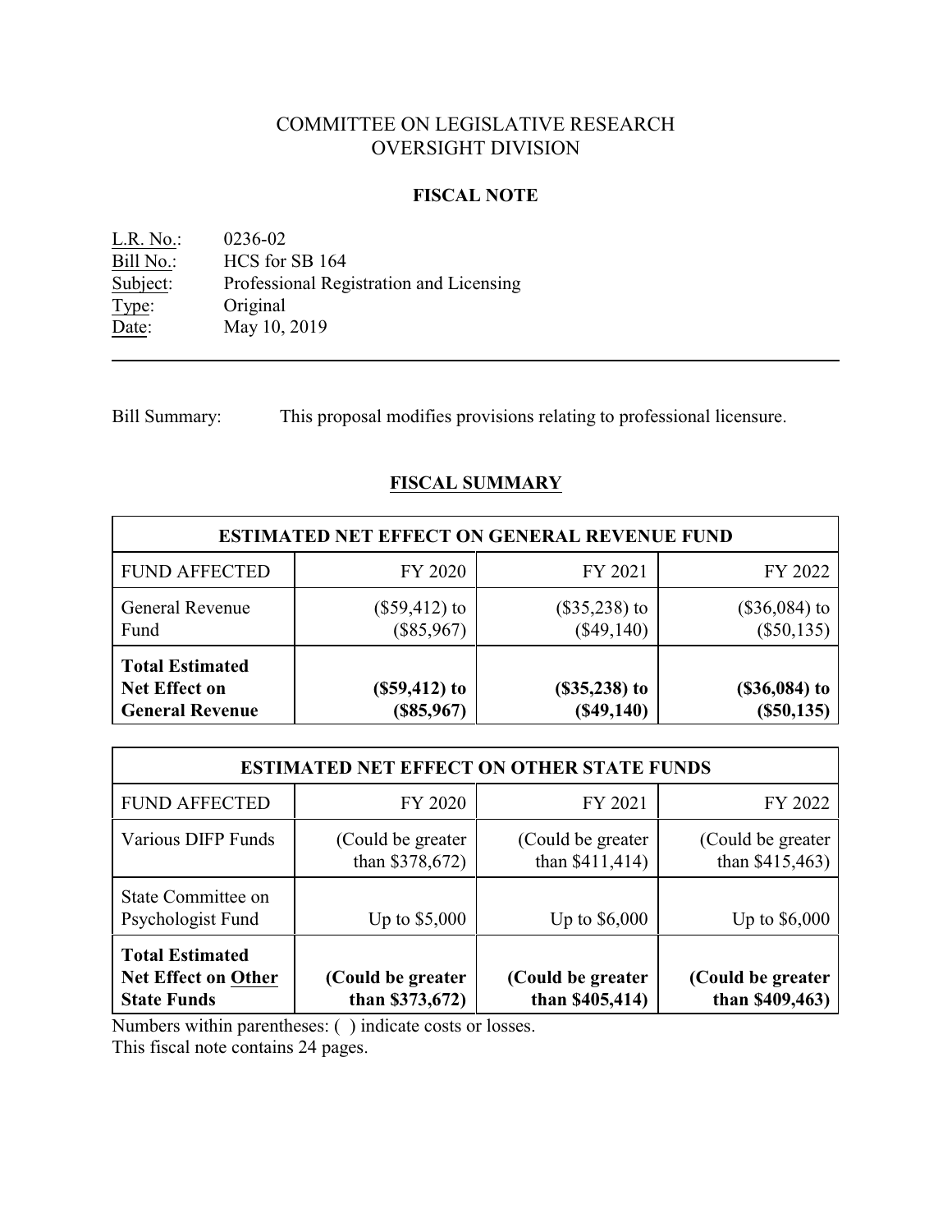# COMMITTEE ON LEGISLATIVE RESEARCH
# OVERSIGHT DIVISION

## FISCAL NOTE

L.R. No.: 0236-02
Bill No.: HCS for SB 164
Subject: Professional Registration and Licensing
Type: Original
Date: May 10, 2019

---

Bill Summary: This proposal modifies provisions relating to professional licensure.

## FISCAL SUMMARY

| ESTIMATED NET EFFECT ON GENERAL REVENUE FUND | | | |
|---|---|---|---|
| FUND AFFECTED | FY 2020 | FY 2021 | FY 2022 |
| General Revenue Fund | ($59,412) to ($85,967) | ($35,238) to ($49,140) | ($36,084) to ($50,135) |
| **Total Estimated Net Effect on General Revenue** | **($59,412) to ($85,967)** | **($35,238) to ($49,140)** | **($36,084) to ($50,135)** |

| ESTIMATED NET EFFECT ON OTHER STATE FUNDS | | | |
|---|---|---|---|
| FUND AFFECTED | FY 2020 | FY 2021 | FY 2022 |
| Various DIFP Funds | (Could be greater than $378,672) | (Could be greater than $411,414) | (Could be greater than $415,463) |
| State Committee on Psychologist Fund | Up to $5,000 | Up to $6,000 | Up to $6,000 |
| **Total Estimated Net Effect on Other State Funds** | **(Could be greater than $373,672)** | **(Could be greater than $405,414)** | **(Could be greater than $409,463)** |

Numbers within parentheses: ( ) indicate costs or losses.

This fiscal note contains 24 pages.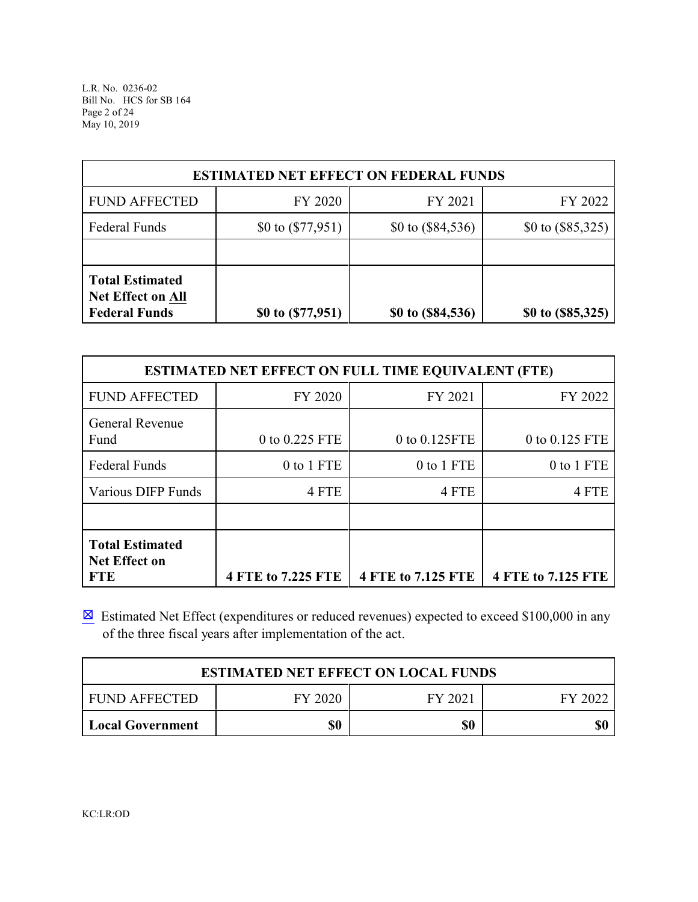| ESTIMATED NET EFFECT ON FEDERAL FUNDS | | | |
|---|---|---|---|
| FUND AFFECTED | FY 2020 | FY 2021 | FY 2022 |
| Federal Funds | $0 to ($77,951) | $0 to ($84,536) | $0 to ($85,325) |
| | | | |
| **Total Estimated Net Effect on All Federal Funds** | **$0 to ($77,951)** | **$0 to ($84,536)** | **$0 to ($85,325)** |

| ESTIMATED NET EFFECT ON FULL TIME EQUIVALENT (FTE) | | | |
|---|---|---|---|
| FUND AFFECTED | FY 2020 | FY 2021 | FY 2022 |
| General Revenue Fund | 0 to 0.225 FTE | 0 to 0.125FTE | 0 to 0.125 FTE |
| Federal Funds | 0 to 1 FTE | 0 to 1 FTE | 0 to 1 FTE |
| Various DIFP Funds | 4 FTE | 4 FTE | 4 FTE |
| | | | |
| **Total Estimated Net Effect on FTE** | **4 FTE to 7.225 FTE** | **4 FTE to 7.125 FTE** | **4 FTE to 7.125 FTE** |

☒ Estimated Net Effect (expenditures or reduced revenues) expected to exceed $100,000 in any of the three fiscal years after implementation of the act.

| ESTIMATED NET EFFECT ON LOCAL FUNDS | | | |
|---|---|---|---|
| FUND AFFECTED | FY 2020 | FY 2021 | FY 2022 |
| **Local Government** | **$0** | **$0** | **$0** |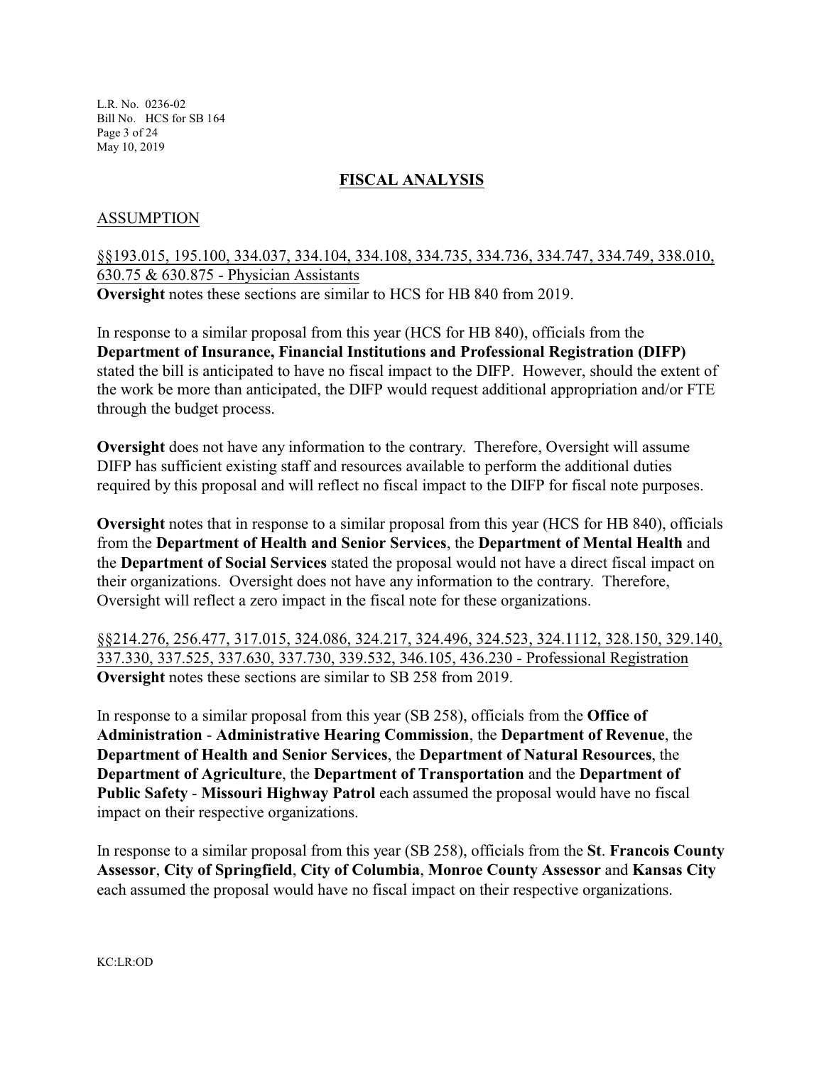## FISCAL ANALYSIS

### ASSUMPTION

§§193.015, 195.100, 334.037, 334.104, 334.108, 334.735, 334.736, 334.747, 334.749, 338.010, 630.75 & 630.875 - Physician Assistants
**Oversight** notes these sections are similar to HCS for HB 840 from 2019.

In response to a similar proposal from this year (HCS for HB 840), officials from the **Department of Insurance, Financial Institutions and Professional Registration (DIFP)** stated the bill is anticipated to have no fiscal impact to the DIFP. However, should the extent of the work be more than anticipated, the DIFP would request additional appropriation and/or FTE through the budget process.

**Oversight** does not have any information to the contrary. Therefore, Oversight will assume DIFP has sufficient existing staff and resources available to perform the additional duties required by this proposal and will reflect no fiscal impact to the DIFP for fiscal note purposes.

**Oversight** notes that in response to a similar proposal from this year (HCS for HB 840), officials from the **Department of Health and Senior Services**, the **Department of Mental Health** and the **Department of Social Services** stated the proposal would not have a direct fiscal impact on their organizations. Oversight does not have any information to the contrary. Therefore, Oversight will reflect a zero impact in the fiscal note for these organizations.

§§214.276, 256.477, 317.015, 324.086, 324.217, 324.496, 324.523, 324.1112, 328.150, 329.140, 337.330, 337.525, 337.630, 337.730, 339.532, 346.105, 436.230 - Professional Registration
**Oversight** notes these sections are similar to SB 258 from 2019.

In response to a similar proposal from this year (SB 258), officials from the **Office of Administration** - **Administrative Hearing Commission**, the **Department of Revenue**, the **Department of Health and Senior Services**, the **Department of Natural Resources**, the **Department of Agriculture**, the **Department of Transportation** and the **Department of Public Safety** - **Missouri Highway Patrol** each assumed the proposal would have no fiscal impact on their respective organizations.

In response to a similar proposal from this year (SB 258), officials from the **St**. **Francois County Assessor**, **City of Springfield**, **City of Columbia**, **Monroe County Assessor** and **Kansas City** each assumed the proposal would have no fiscal impact on their respective organizations.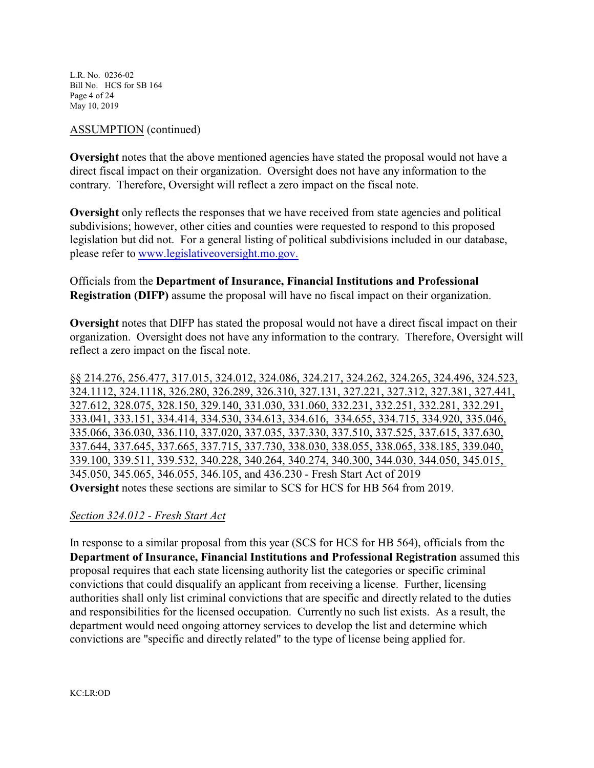ASSUMPTION (continued)

**Oversight** notes that the above mentioned agencies have stated the proposal would not have a direct fiscal impact on their organization. Oversight does not have any information to the contrary. Therefore, Oversight will reflect a zero impact on the fiscal note.

**Oversight** only reflects the responses that we have received from state agencies and political subdivisions; however, other cities and counties were requested to respond to this proposed legislation but did not. For a general listing of political subdivisions included in our database, please refer to www.legislativeoversight.mo.gov.

Officials from the **Department of Insurance, Financial Institutions and Professional Registration (DIFP)** assume the proposal will have no fiscal impact on their organization.

**Oversight** notes that DIFP has stated the proposal would not have a direct fiscal impact on their organization. Oversight does not have any information to the contrary. Therefore, Oversight will reflect a zero impact on the fiscal note.

§§ 214.276, 256.477, 317.015, 324.012, 324.086, 324.217, 324.262, 324.265, 324.496, 324.523, 324.1112, 324.1118, 326.280, 326.289, 326.310, 327.131, 327.221, 327.312, 327.381, 327.441, 327.612, 328.075, 328.150, 329.140, 331.030, 331.060, 332.231, 332.251, 332.281, 332.291, 333.041, 333.151, 334.414, 334.530, 334.613, 334.616, 334.655, 334.715, 334.920, 335.046, 335.066, 336.030, 336.110, 337.020, 337.035, 337.330, 337.510, 337.525, 337.615, 337.630, 337.644, 337.645, 337.665, 337.715, 337.730, 338.030, 338.055, 338.065, 338.185, 339.040, 339.100, 339.511, 339.532, 340.228, 340.264, 340.274, 340.300, 344.030, 344.050, 345.015, 345.050, 345.065, 346.055, 346.105, and 436.230 - Fresh Start Act of 2019
**Oversight** notes these sections are similar to SCS for HCS for HB 564 from 2019.

*Section 324.012 - Fresh Start Act*

In response to a similar proposal from this year (SCS for HCS for HB 564), officials from the **Department of Insurance, Financial Institutions and Professional Registration** assumed this proposal requires that each state licensing authority list the categories or specific criminal convictions that could disqualify an applicant from receiving a license. Further, licensing authorities shall only list criminal convictions that are specific and directly related to the duties and responsibilities for the licensed occupation. Currently no such list exists. As a result, the department would need ongoing attorney services to develop the list and determine which convictions are "specific and directly related" to the type of license being applied for.

KC:LR:OD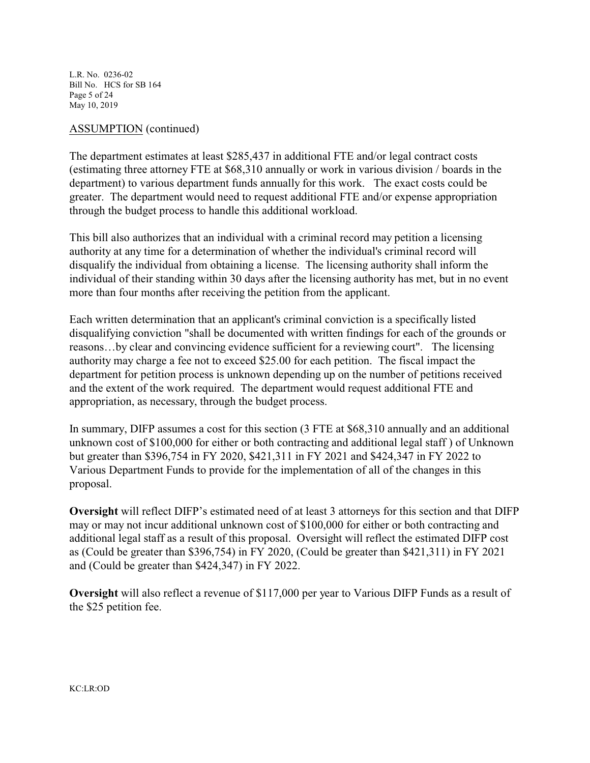ASSUMPTION (continued)

The department estimates at least $285,437 in additional FTE and/or legal contract costs (estimating three attorney FTE at $68,310 annually or work in various division / boards in the department) to various department funds annually for this work. The exact costs could be greater. The department would need to request additional FTE and/or expense appropriation through the budget process to handle this additional workload.

This bill also authorizes that an individual with a criminal record may petition a licensing authority at any time for a determination of whether the individual's criminal record will disqualify the individual from obtaining a license. The licensing authority shall inform the individual of their standing within 30 days after the licensing authority has met, but in no event more than four months after receiving the petition from the applicant.

Each written determination that an applicant's criminal conviction is a specifically listed disqualifying conviction "shall be documented with written findings for each of the grounds or reasons…by clear and convincing evidence sufficient for a reviewing court". The licensing authority may charge a fee not to exceed $25.00 for each petition. The fiscal impact the department for petition process is unknown depending up on the number of petitions received and the extent of the work required. The department would request additional FTE and appropriation, as necessary, through the budget process.

In summary, DIFP assumes a cost for this section (3 FTE at $68,310 annually and an additional unknown cost of $100,000 for either or both contracting and additional legal staff ) of Unknown but greater than $396,754 in FY 2020, $421,311 in FY 2021 and $424,347 in FY 2022 to Various Department Funds to provide for the implementation of all of the changes in this proposal.

**Oversight** will reflect DIFP's estimated need of at least 3 attorneys for this section and that DIFP may or may not incur additional unknown cost of $100,000 for either or both contracting and additional legal staff as a result of this proposal. Oversight will reflect the estimated DIFP cost as (Could be greater than $396,754) in FY 2020, (Could be greater than $421,311) in FY 2021 and (Could be greater than $424,347) in FY 2022.

**Oversight** will also reflect a revenue of $117,000 per year to Various DIFP Funds as a result of the $25 petition fee.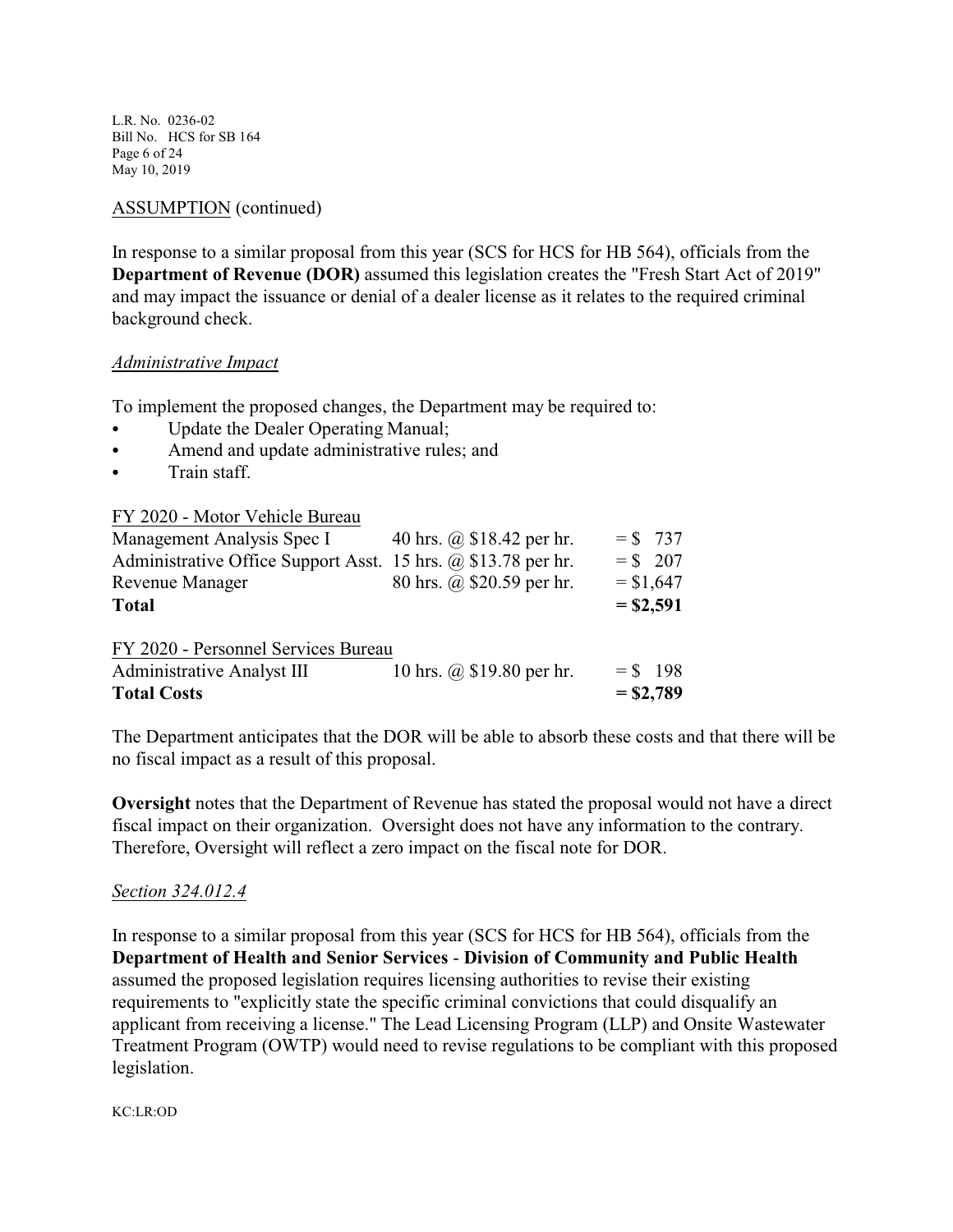ASSUMPTION (continued)

In response to a similar proposal from this year (SCS for HCS for HB 564), officials from the **Department of Revenue (DOR)** assumed this legislation creates the "Fresh Start Act of 2019" and may impact the issuance or denial of a dealer license as it relates to the required criminal background check.

*Administrative Impact*

To implement the proposed changes, the Department may be required to:

- Update the Dealer Operating Manual;
- Amend and update administrative rules; and
- Train staff.

| FY 2020 - Motor Vehicle Bureau | | |
|---|---|---|
| Management Analysis Spec I | 40 hrs. @ $18.42 per hr. | = $ 737 |
| Administrative Office Support Asst. | 15 hrs. @ $13.78 per hr. | = $ 207 |
| Revenue Manager | 80 hrs. @ $20.59 per hr. | = $1,647 |
| **Total** | | **= $2,591** |
| | | |
| FY 2020 - Personnel Services Bureau | | |
| Administrative Analyst III | 10 hrs. @ $19.80 per hr. | = $ 198 |
| **Total Costs** | | **= $2,789** |

The Department anticipates that the DOR will be able to absorb these costs and that there will be no fiscal impact as a result of this proposal.

**Oversight** notes that the Department of Revenue has stated the proposal would not have a direct fiscal impact on their organization. Oversight does not have any information to the contrary. Therefore, Oversight will reflect a zero impact on the fiscal note for DOR.

*Section 324.012.4*

In response to a similar proposal from this year (SCS for HCS for HB 564), officials from the **Department of Health and Senior Services** - **Division of Community and Public Health** assumed the proposed legislation requires licensing authorities to revise their existing requirements to "explicitly state the specific criminal convictions that could disqualify an applicant from receiving a license." The Lead Licensing Program (LLP) and Onsite Wastewater Treatment Program (OWTP) would need to revise regulations to be compliant with this proposed legislation.

KC:LR:OD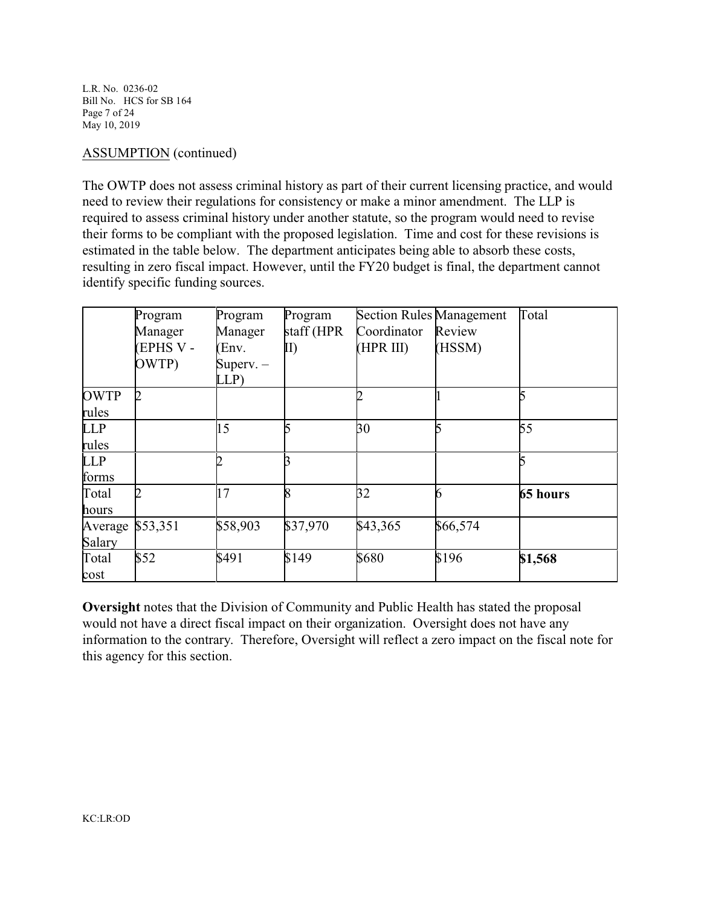ASSUMPTION (continued)

The OWTP does not assess criminal history as part of their current licensing practice, and would need to review their regulations for consistency or make a minor amendment. The LLP is required to assess criminal history under another statute, so the program would need to revise their forms to be compliant with the proposed legislation. Time and cost for these revisions is estimated in the table below. The department anticipates being able to absorb these costs, resulting in zero fiscal impact. However, until the FY20 budget is final, the department cannot identify specific funding sources.

| | Program Manager (EPHS V - OWTP) | Program Manager (Env. Superv. – LLP) | Program staff (HPR II) | Section Rules Coordinator (HPR III) | Management Review (HSSM) | Total |
|---|---|---|---|---|---|---|
| OWTP rules | 2 | | | 2 | 1 | 5 |
| LLP rules | | 15 | 5 | 30 | 5 | 55 |
| LLP forms | | 2 | 3 | | | 5 |
| Total hours | 2 | 17 | 8 | 32 | 6 | **65 hours** |
| Average Salary | $53,351 | $58,903 | $37,970 | $43,365 | $66,574 | |
| Total cost | $52 | $491 | $149 | $680 | $196 | **$1,568** |

**Oversight** notes that the Division of Community and Public Health has stated the proposal would not have a direct fiscal impact on their organization. Oversight does not have any information to the contrary. Therefore, Oversight will reflect a zero impact on the fiscal note for this agency for this section.

KC:LR:OD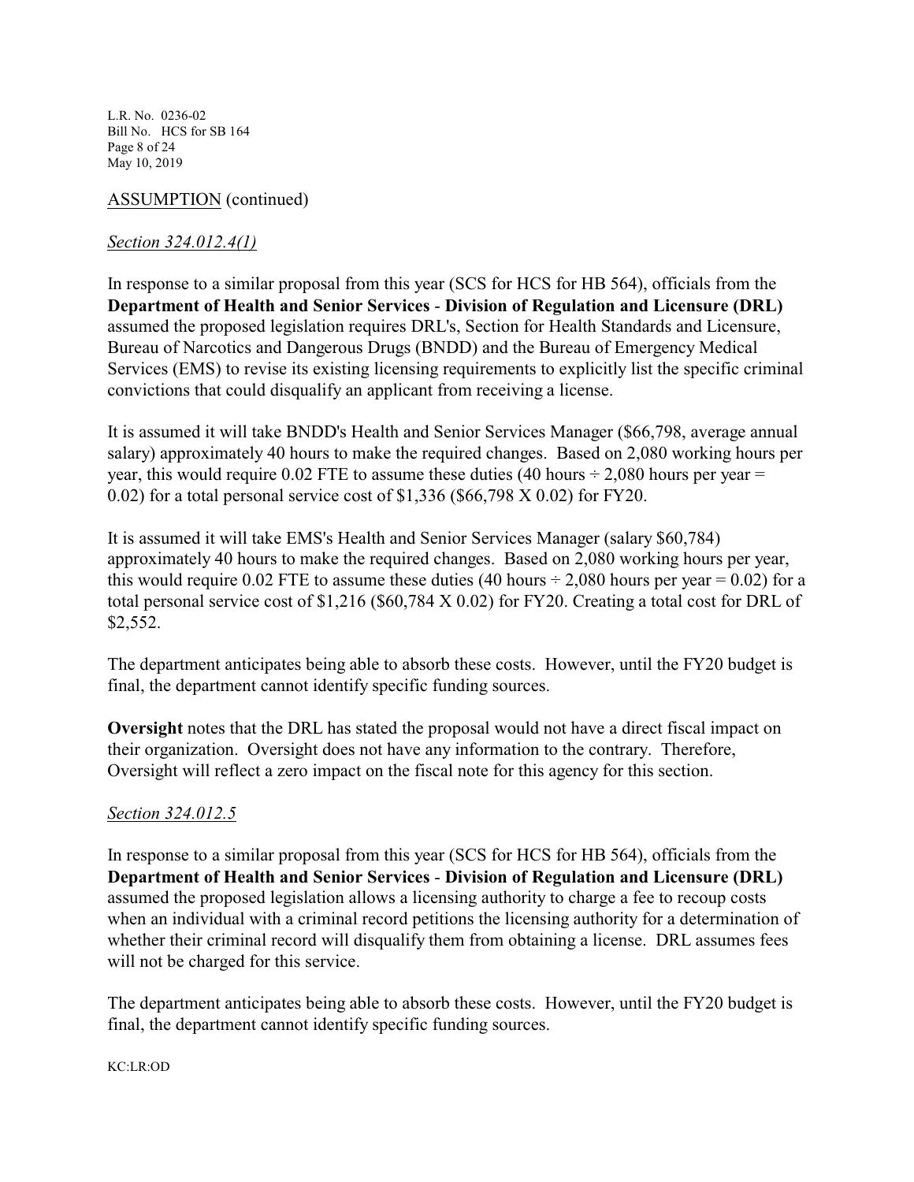ASSUMPTION (continued)

*Section 324.012.4(1)*

In response to a similar proposal from this year (SCS for HCS for HB 564), officials from the **Department of Health and Senior Services - Division of Regulation and Licensure (DRL)** assumed the proposed legislation requires DRL's, Section for Health Standards and Licensure, Bureau of Narcotics and Dangerous Drugs (BNDD) and the Bureau of Emergency Medical Services (EMS) to revise its existing licensing requirements to explicitly list the specific criminal convictions that could disqualify an applicant from receiving a license.

It is assumed it will take BNDD's Health and Senior Services Manager ($66,798, average annual salary) approximately 40 hours to make the required changes. Based on 2,080 working hours per year, this would require 0.02 FTE to assume these duties (40 hours ÷ 2,080 hours per year = 0.02) for a total personal service cost of $1,336 ($66,798 X 0.02) for FY20.

It is assumed it will take EMS's Health and Senior Services Manager (salary $60,784) approximately 40 hours to make the required changes. Based on 2,080 working hours per year, this would require 0.02 FTE to assume these duties (40 hours ÷ 2,080 hours per year = 0.02) for a total personal service cost of $1,216 ($60,784 X 0.02) for FY20. Creating a total cost for DRL of $2,552.

The department anticipates being able to absorb these costs. However, until the FY20 budget is final, the department cannot identify specific funding sources.

**Oversight** notes that the DRL has stated the proposal would not have a direct fiscal impact on their organization. Oversight does not have any information to the contrary. Therefore, Oversight will reflect a zero impact on the fiscal note for this agency for this section.

*Section 324.012.5*

In response to a similar proposal from this year (SCS for HCS for HB 564), officials from the **Department of Health and Senior Services - Division of Regulation and Licensure (DRL)** assumed the proposed legislation allows a licensing authority to charge a fee to recoup costs when an individual with a criminal record petitions the licensing authority for a determination of whether their criminal record will disqualify them from obtaining a license. DRL assumes fees will not be charged for this service.

The department anticipates being able to absorb these costs. However, until the FY20 budget is final, the department cannot identify specific funding sources.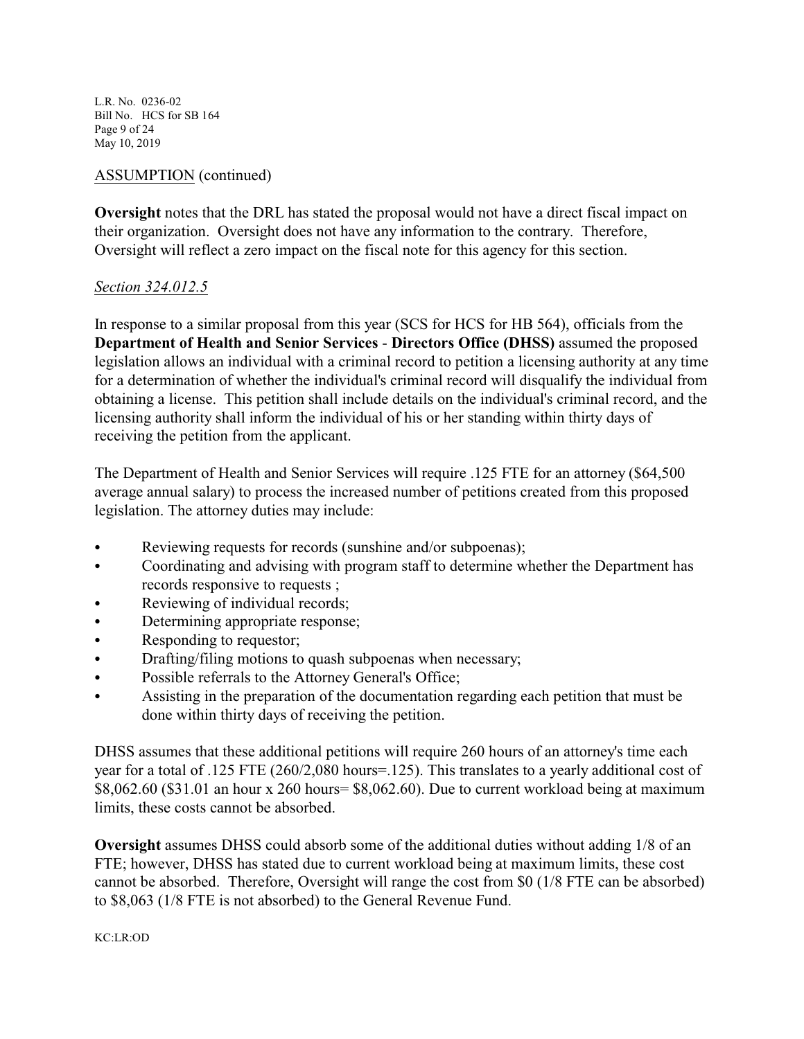ASSUMPTION (continued)

**Oversight** notes that the DRL has stated the proposal would not have a direct fiscal impact on their organization. Oversight does not have any information to the contrary. Therefore, Oversight will reflect a zero impact on the fiscal note for this agency for this section.

*Section 324.012.5*

In response to a similar proposal from this year (SCS for HCS for HB 564), officials from the **Department of Health and Senior Services** - **Directors Office (DHSS)** assumed the proposed legislation allows an individual with a criminal record to petition a licensing authority at any time for a determination of whether the individual's criminal record will disqualify the individual from obtaining a license. This petition shall include details on the individual's criminal record, and the licensing authority shall inform the individual of his or her standing within thirty days of receiving the petition from the applicant.

The Department of Health and Senior Services will require .125 FTE for an attorney ($64,500 average annual salary) to process the increased number of petitions created from this proposed legislation. The attorney duties may include:

- Reviewing requests for records (sunshine and/or subpoenas);
- Coordinating and advising with program staff to determine whether the Department has records responsive to requests ;
- Reviewing of individual records;
- Determining appropriate response;
- Responding to requestor;
- Drafting/filing motions to quash subpoenas when necessary;
- Possible referrals to the Attorney General's Office;
- Assisting in the preparation of the documentation regarding each petition that must be done within thirty days of receiving the petition.

DHSS assumes that these additional petitions will require 260 hours of an attorney's time each year for a total of .125 FTE (260/2,080 hours=.125). This translates to a yearly additional cost of $8,062.60 ($31.01 an hour x 260 hours= $8,062.60). Due to current workload being at maximum limits, these costs cannot be absorbed.

**Oversight** assumes DHSS could absorb some of the additional duties without adding 1/8 of an FTE; however, DHSS has stated due to current workload being at maximum limits, these cost cannot be absorbed. Therefore, Oversight will range the cost from $0 (1/8 FTE can be absorbed) to $8,063 (1/8 FTE is not absorbed) to the General Revenue Fund.

KC:LR:OD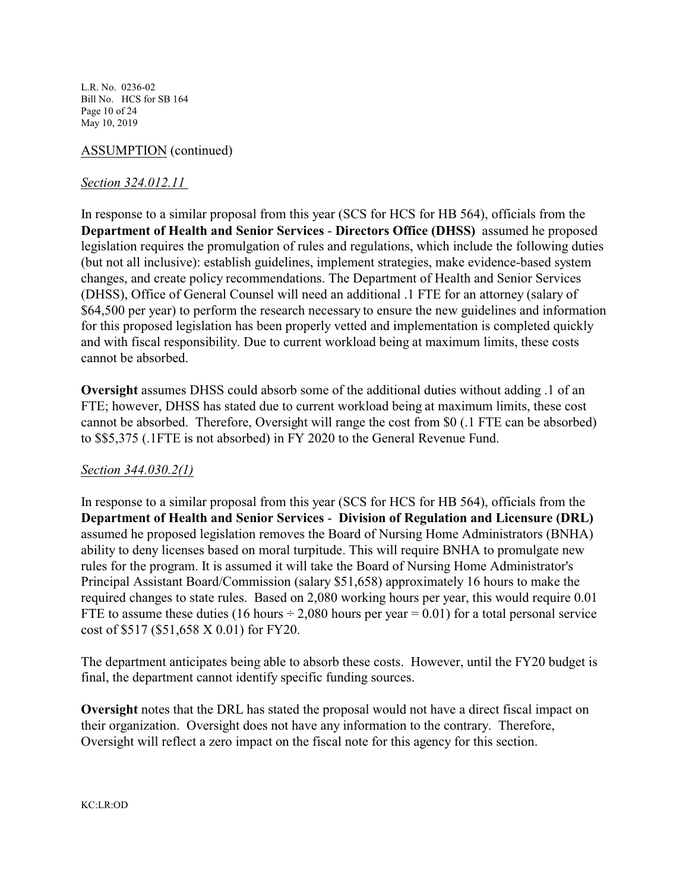ASSUMPTION (continued)

*Section 324.012.11*

In response to a similar proposal from this year (SCS for HCS for HB 564), officials from the **Department of Health and Senior Services** - **Directors Office (DHSS)** assumed he proposed legislation requires the promulgation of rules and regulations, which include the following duties (but not all inclusive): establish guidelines, implement strategies, make evidence-based system changes, and create policy recommendations. The Department of Health and Senior Services (DHSS), Office of General Counsel will need an additional .1 FTE for an attorney (salary of $64,500 per year) to perform the research necessary to ensure the new guidelines and information for this proposed legislation has been properly vetted and implementation is completed quickly and with fiscal responsibility. Due to current workload being at maximum limits, these costs cannot be absorbed.

**Oversight** assumes DHSS could absorb some of the additional duties without adding .1 of an FTE; however, DHSS has stated due to current workload being at maximum limits, these cost cannot be absorbed. Therefore, Oversight will range the cost from $0 (.1 FTE can be absorbed) to $$5,375 (.1FTE is not absorbed) in FY 2020 to the General Revenue Fund.

*Section 344.030.2(1)*

In response to a similar proposal from this year (SCS for HCS for HB 564), officials from the **Department of Health and Senior Services** - **Division of Regulation and Licensure (DRL)** assumed he proposed legislation removes the Board of Nursing Home Administrators (BNHA) ability to deny licenses based on moral turpitude. This will require BNHA to promulgate new rules for the program. It is assumed it will take the Board of Nursing Home Administrator's Principal Assistant Board/Commission (salary $51,658) approximately 16 hours to make the required changes to state rules. Based on 2,080 working hours per year, this would require 0.01 FTE to assume these duties (16 hours ÷ 2,080 hours per year = 0.01) for a total personal service cost of $517 ($51,658 X 0.01) for FY20.

The department anticipates being able to absorb these costs. However, until the FY20 budget is final, the department cannot identify specific funding sources.

**Oversight** notes that the DRL has stated the proposal would not have a direct fiscal impact on their organization. Oversight does not have any information to the contrary. Therefore, Oversight will reflect a zero impact on the fiscal note for this agency for this section.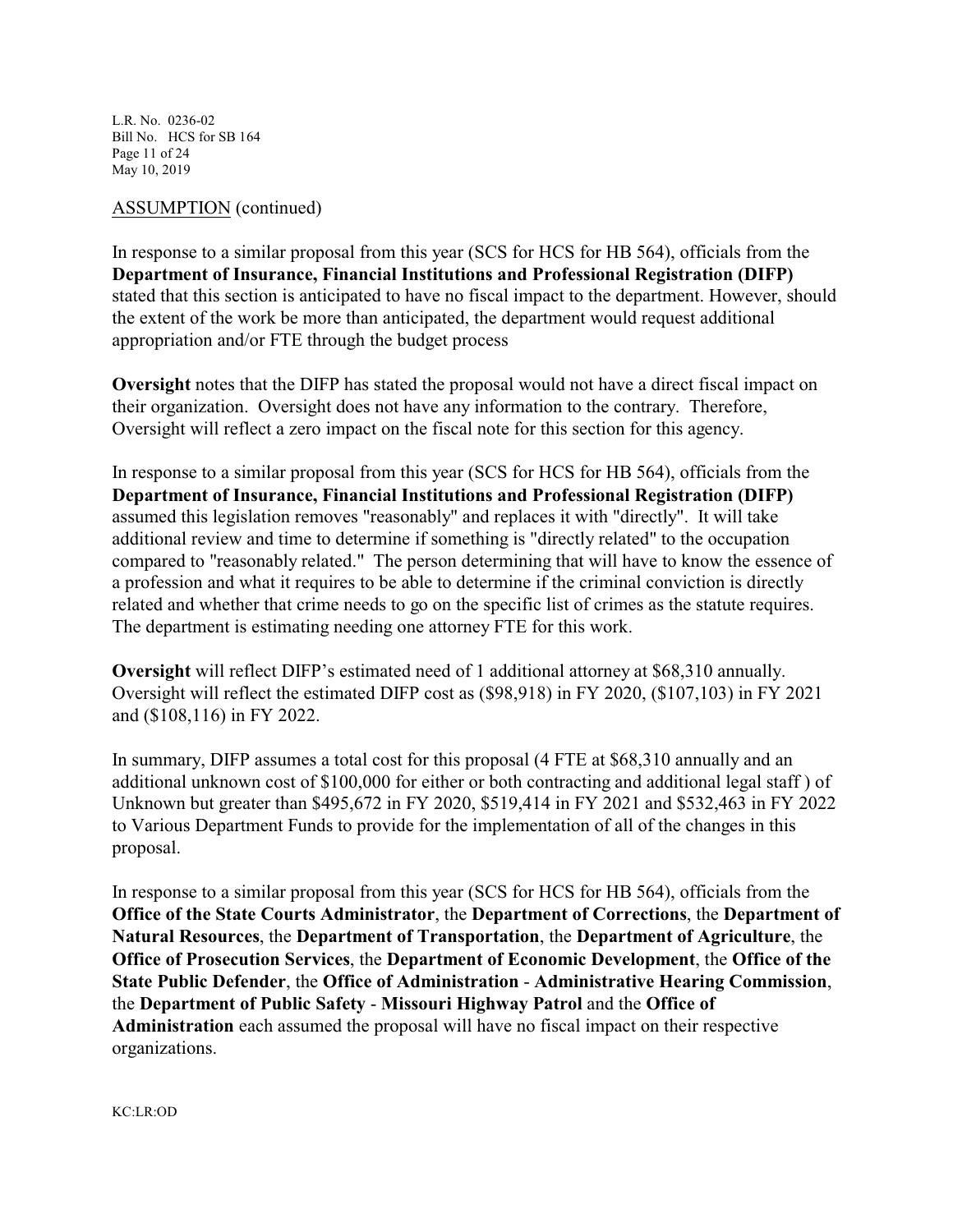ASSUMPTION (continued)

In response to a similar proposal from this year (SCS for HCS for HB 564), officials from the **Department of Insurance, Financial Institutions and Professional Registration (DIFP)** stated that this section is anticipated to have no fiscal impact to the department. However, should the extent of the work be more than anticipated, the department would request additional appropriation and/or FTE through the budget process

**Oversight** notes that the DIFP has stated the proposal would not have a direct fiscal impact on their organization. Oversight does not have any information to the contrary. Therefore, Oversight will reflect a zero impact on the fiscal note for this section for this agency.

In response to a similar proposal from this year (SCS for HCS for HB 564), officials from the **Department of Insurance, Financial Institutions and Professional Registration (DIFP)** assumed this legislation removes "reasonably" and replaces it with "directly". It will take additional review and time to determine if something is "directly related" to the occupation compared to "reasonably related." The person determining that will have to know the essence of a profession and what it requires to be able to determine if the criminal conviction is directly related and whether that crime needs to go on the specific list of crimes as the statute requires. The department is estimating needing one attorney FTE for this work.

**Oversight** will reflect DIFP's estimated need of 1 additional attorney at $68,310 annually. Oversight will reflect the estimated DIFP cost as ($98,918) in FY 2020, ($107,103) in FY 2021 and ($108,116) in FY 2022.

In summary, DIFP assumes a total cost for this proposal (4 FTE at $68,310 annually and an additional unknown cost of $100,000 for either or both contracting and additional legal staff ) of Unknown but greater than $495,672 in FY 2020, $519,414 in FY 2021 and $532,463 in FY 2022 to Various Department Funds to provide for the implementation of all of the changes in this proposal.

In response to a similar proposal from this year (SCS for HCS for HB 564), officials from the **Office of the State Courts Administrator**, the **Department of Corrections**, the **Department of Natural Resources**, the **Department of Transportation**, the **Department of Agriculture**, the **Office of Prosecution Services**, the **Department of Economic Development**, the **Office of the State Public Defender**, the **Office of Administration** - **Administrative Hearing Commission**, the **Department of Public Safety** - **Missouri Highway Patrol** and the **Office of Administration** each assumed the proposal will have no fiscal impact on their respective organizations.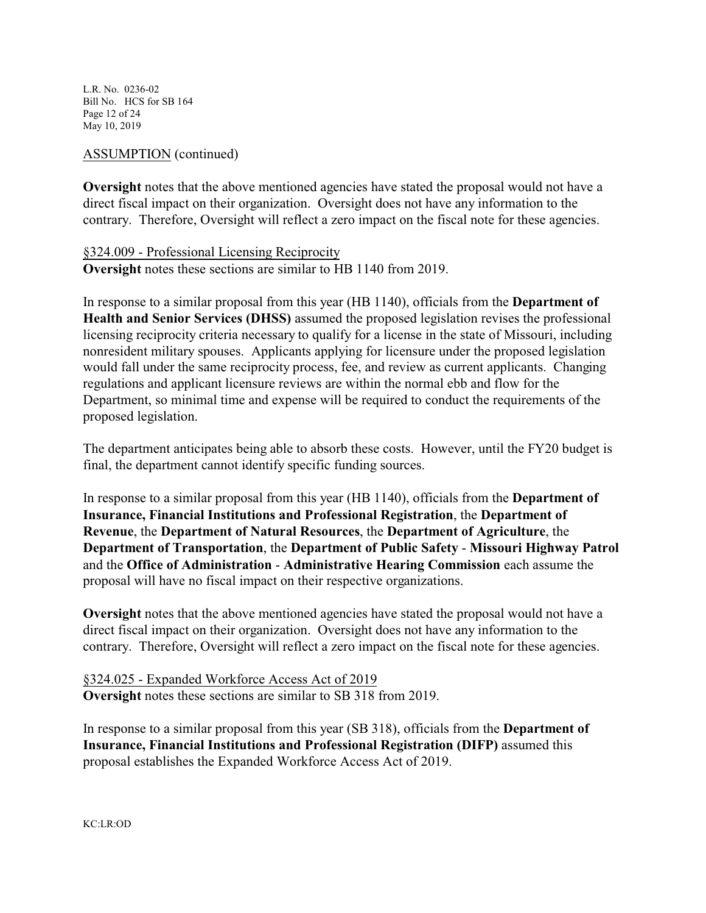ASSUMPTION (continued)

**Oversight** notes that the above mentioned agencies have stated the proposal would not have a direct fiscal impact on their organization. Oversight does not have any information to the contrary. Therefore, Oversight will reflect a zero impact on the fiscal note for these agencies.

§324.009 - Professional Licensing Reciprocity

**Oversight** notes these sections are similar to HB 1140 from 2019.

In response to a similar proposal from this year (HB 1140), officials from the **Department of Health and Senior Services (DHSS)** assumed the proposed legislation revises the professional licensing reciprocity criteria necessary to qualify for a license in the state of Missouri, including nonresident military spouses. Applicants applying for licensure under the proposed legislation would fall under the same reciprocity process, fee, and review as current applicants. Changing regulations and applicant licensure reviews are within the normal ebb and flow for the Department, so minimal time and expense will be required to conduct the requirements of the proposed legislation.

The department anticipates being able to absorb these costs. However, until the FY20 budget is final, the department cannot identify specific funding sources.

In response to a similar proposal from this year (HB 1140), officials from the **Department of Insurance, Financial Institutions and Professional Registration**, the **Department of Revenue**, the **Department of Natural Resources**, the **Department of Agriculture**, the **Department of Transportation**, the **Department of Public Safety** - **Missouri Highway Patrol** and the **Office of Administration** - **Administrative Hearing Commission** each assume the proposal will have no fiscal impact on their respective organizations.

**Oversight** notes that the above mentioned agencies have stated the proposal would not have a direct fiscal impact on their organization. Oversight does not have any information to the contrary. Therefore, Oversight will reflect a zero impact on the fiscal note for these agencies.

§324.025 - Expanded Workforce Access Act of 2019

**Oversight** notes these sections are similar to SB 318 from 2019.

In response to a similar proposal from this year (SB 318), officials from the **Department of Insurance, Financial Institutions and Professional Registration (DIFP)** assumed this proposal establishes the Expanded Workforce Access Act of 2019.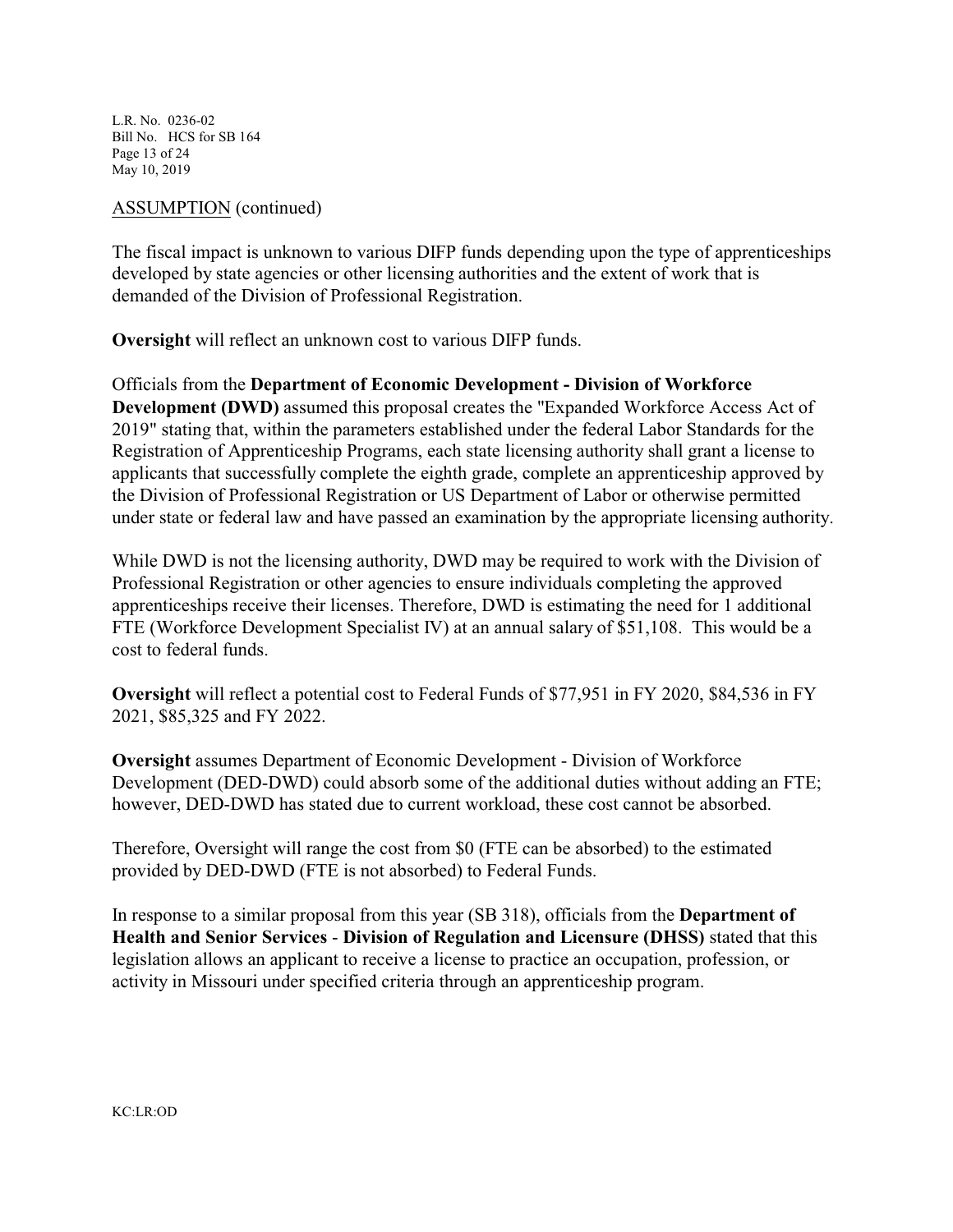ASSUMPTION (continued)

The fiscal impact is unknown to various DIFP funds depending upon the type of apprenticeships developed by state agencies or other licensing authorities and the extent of work that is demanded of the Division of Professional Registration.

**Oversight** will reflect an unknown cost to various DIFP funds.

Officials from the **Department of Economic Development - Division of Workforce Development (DWD)** assumed this proposal creates the "Expanded Workforce Access Act of 2019" stating that, within the parameters established under the federal Labor Standards for the Registration of Apprenticeship Programs, each state licensing authority shall grant a license to applicants that successfully complete the eighth grade, complete an apprenticeship approved by the Division of Professional Registration or US Department of Labor or otherwise permitted under state or federal law and have passed an examination by the appropriate licensing authority.

While DWD is not the licensing authority, DWD may be required to work with the Division of Professional Registration or other agencies to ensure individuals completing the approved apprenticeships receive their licenses. Therefore, DWD is estimating the need for 1 additional FTE (Workforce Development Specialist IV) at an annual salary of $51,108. This would be a cost to federal funds.

**Oversight** will reflect a potential cost to Federal Funds of $77,951 in FY 2020, $84,536 in FY 2021, $85,325 and FY 2022.

**Oversight** assumes Department of Economic Development - Division of Workforce Development (DED-DWD) could absorb some of the additional duties without adding an FTE; however, DED-DWD has stated due to current workload, these cost cannot be absorbed.

Therefore, Oversight will range the cost from $0 (FTE can be absorbed) to the estimated provided by DED-DWD (FTE is not absorbed) to Federal Funds.

In response to a similar proposal from this year (SB 318), officials from the **Department of Health and Senior Services** - **Division of Regulation and Licensure (DHSS)** stated that this legislation allows an applicant to receive a license to practice an occupation, profession, or activity in Missouri under specified criteria through an apprenticeship program.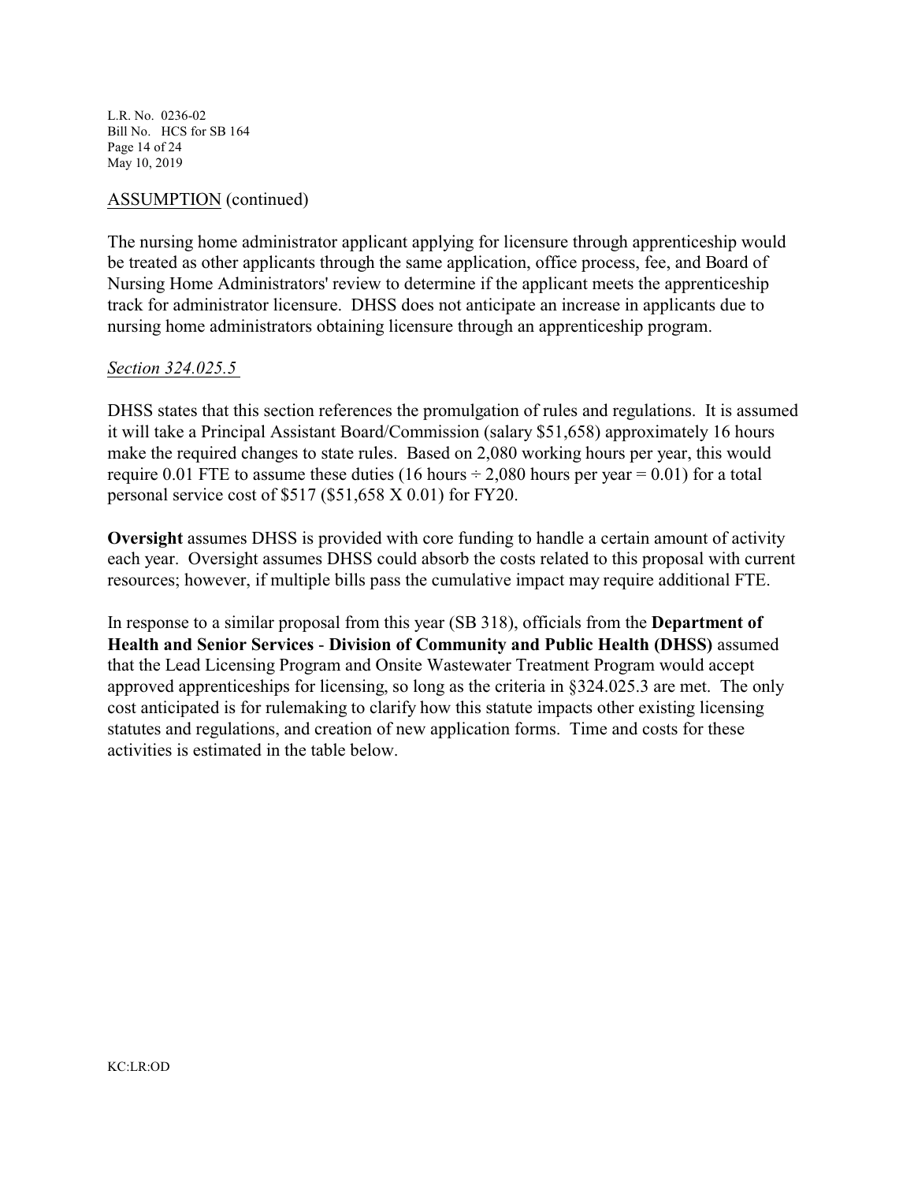ASSUMPTION (continued)

The nursing home administrator applicant applying for licensure through apprenticeship would be treated as other applicants through the same application, office process, fee, and Board of Nursing Home Administrators' review to determine if the applicant meets the apprenticeship track for administrator licensure. DHSS does not anticipate an increase in applicants due to nursing home administrators obtaining licensure through an apprenticeship program.

*Section 324.025.5*

DHSS states that this section references the promulgation of rules and regulations. It is assumed it will take a Principal Assistant Board/Commission (salary $51,658) approximately 16 hours make the required changes to state rules. Based on 2,080 working hours per year, this would require 0.01 FTE to assume these duties (16 hours ÷ 2,080 hours per year = 0.01) for a total personal service cost of $517 ($51,658 X 0.01) for FY20.

**Oversight** assumes DHSS is provided with core funding to handle a certain amount of activity each year. Oversight assumes DHSS could absorb the costs related to this proposal with current resources; however, if multiple bills pass the cumulative impact may require additional FTE.

In response to a similar proposal from this year (SB 318), officials from the **Department of Health and Senior Services** - **Division of Community and Public Health (DHSS)** assumed that the Lead Licensing Program and Onsite Wastewater Treatment Program would accept approved apprenticeships for licensing, so long as the criteria in §324.025.3 are met. The only cost anticipated is for rulemaking to clarify how this statute impacts other existing licensing statutes and regulations, and creation of new application forms. Time and costs for these activities is estimated in the table below.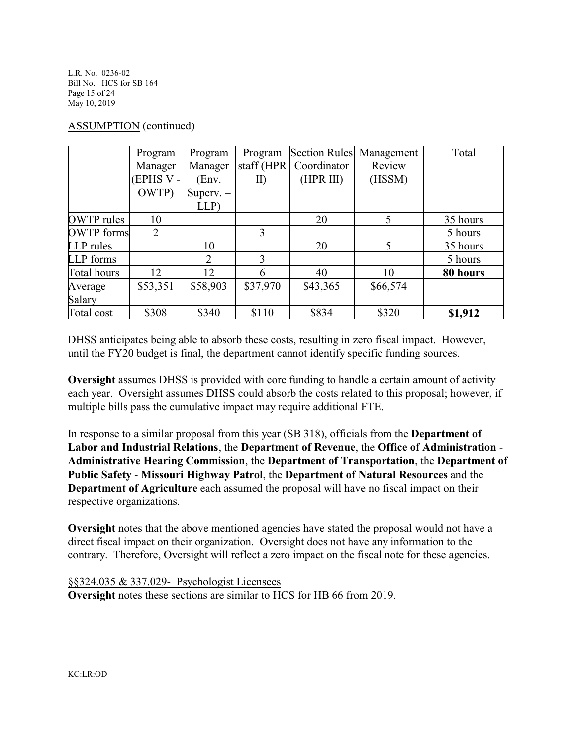ASSUMPTION (continued)

| | Program Manager (EPHS V - OWTP) | Program Manager (Env. Superv. – LLP) | Program staff (HPR II) | Section Rules Coordinator (HPR III) | Management Review (HSSM) | Total |
|---|---|---|---|---|---|---|
| OWTP rules | 10 | | | 20 | 5 | 35 hours |
| OWTP forms | 2 | | 3 | | | 5 hours |
| LLP rules | | 10 | | 20 | 5 | 35 hours |
| LLP forms | | 2 | 3 | | | 5 hours |
| Total hours | 12 | 12 | 6 | 40 | 10 | **80 hours** |
| Average Salary | $53,351 | $58,903 | $37,970 | $43,365 | $66,574 | |
| Total cost | $308 | $340 | $110 | $834 | $320 | **$1,912** |

DHSS anticipates being able to absorb these costs, resulting in zero fiscal impact. However, until the FY20 budget is final, the department cannot identify specific funding sources.

**Oversight** assumes DHSS is provided with core funding to handle a certain amount of activity each year. Oversight assumes DHSS could absorb the costs related to this proposal; however, if multiple bills pass the cumulative impact may require additional FTE.

In response to a similar proposal from this year (SB 318), officials from the **Department of Labor and Industrial Relations**, the **Department of Revenue**, the **Office of Administration - Administrative Hearing Commission**, the **Department of Transportation**, the **Department of Public Safety - Missouri Highway Patrol**, the **Department of Natural Resources** and the **Department of Agriculture** each assumed the proposal will have no fiscal impact on their respective organizations.

**Oversight** notes that the above mentioned agencies have stated the proposal would not have a direct fiscal impact on their organization. Oversight does not have any information to the contrary. Therefore, Oversight will reflect a zero impact on the fiscal note for these agencies.

§§324.035 & 337.029- Psychologist Licensees

**Oversight** notes these sections are similar to HCS for HB 66 from 2019.

KC:LR:OD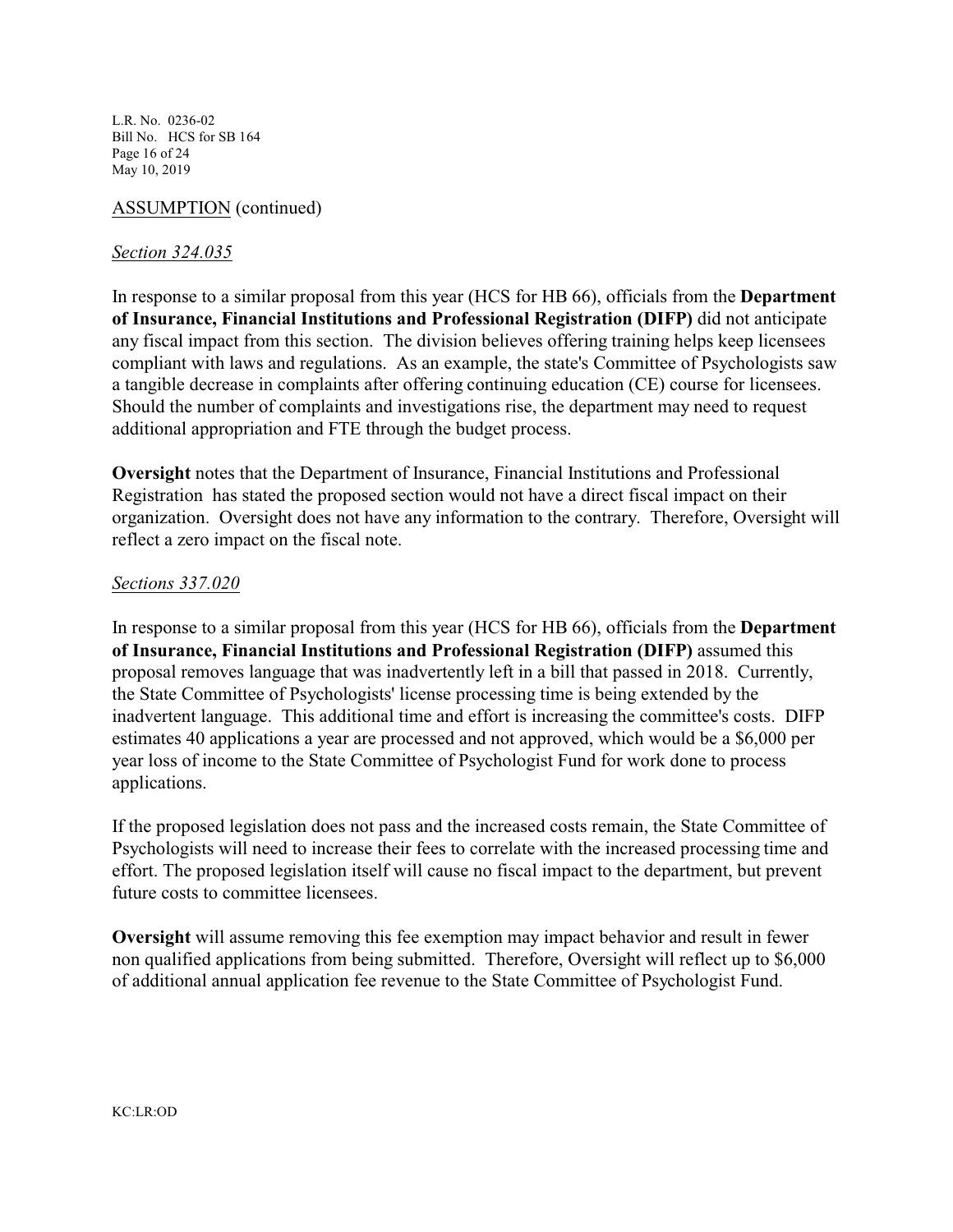ASSUMPTION (continued)

*Section 324.035*

In response to a similar proposal from this year (HCS for HB 66), officials from the **Department of Insurance, Financial Institutions and Professional Registration (DIFP)** did not anticipate any fiscal impact from this section. The division believes offering training helps keep licensees compliant with laws and regulations. As an example, the state's Committee of Psychologists saw a tangible decrease in complaints after offering continuing education (CE) course for licensees. Should the number of complaints and investigations rise, the department may need to request additional appropriation and FTE through the budget process.

**Oversight** notes that the Department of Insurance, Financial Institutions and Professional Registration has stated the proposed section would not have a direct fiscal impact on their organization. Oversight does not have any information to the contrary. Therefore, Oversight will reflect a zero impact on the fiscal note.

*Sections 337.020*

In response to a similar proposal from this year (HCS for HB 66), officials from the **Department of Insurance, Financial Institutions and Professional Registration (DIFP)** assumed this proposal removes language that was inadvertently left in a bill that passed in 2018. Currently, the State Committee of Psychologists' license processing time is being extended by the inadvertent language. This additional time and effort is increasing the committee's costs. DIFP estimates 40 applications a year are processed and not approved, which would be a $6,000 per year loss of income to the State Committee of Psychologist Fund for work done to process applications.

If the proposed legislation does not pass and the increased costs remain, the State Committee of Psychologists will need to increase their fees to correlate with the increased processing time and effort. The proposed legislation itself will cause no fiscal impact to the department, but prevent future costs to committee licensees.

**Oversight** will assume removing this fee exemption may impact behavior and result in fewer non qualified applications from being submitted. Therefore, Oversight will reflect up to $6,000 of additional annual application fee revenue to the State Committee of Psychologist Fund.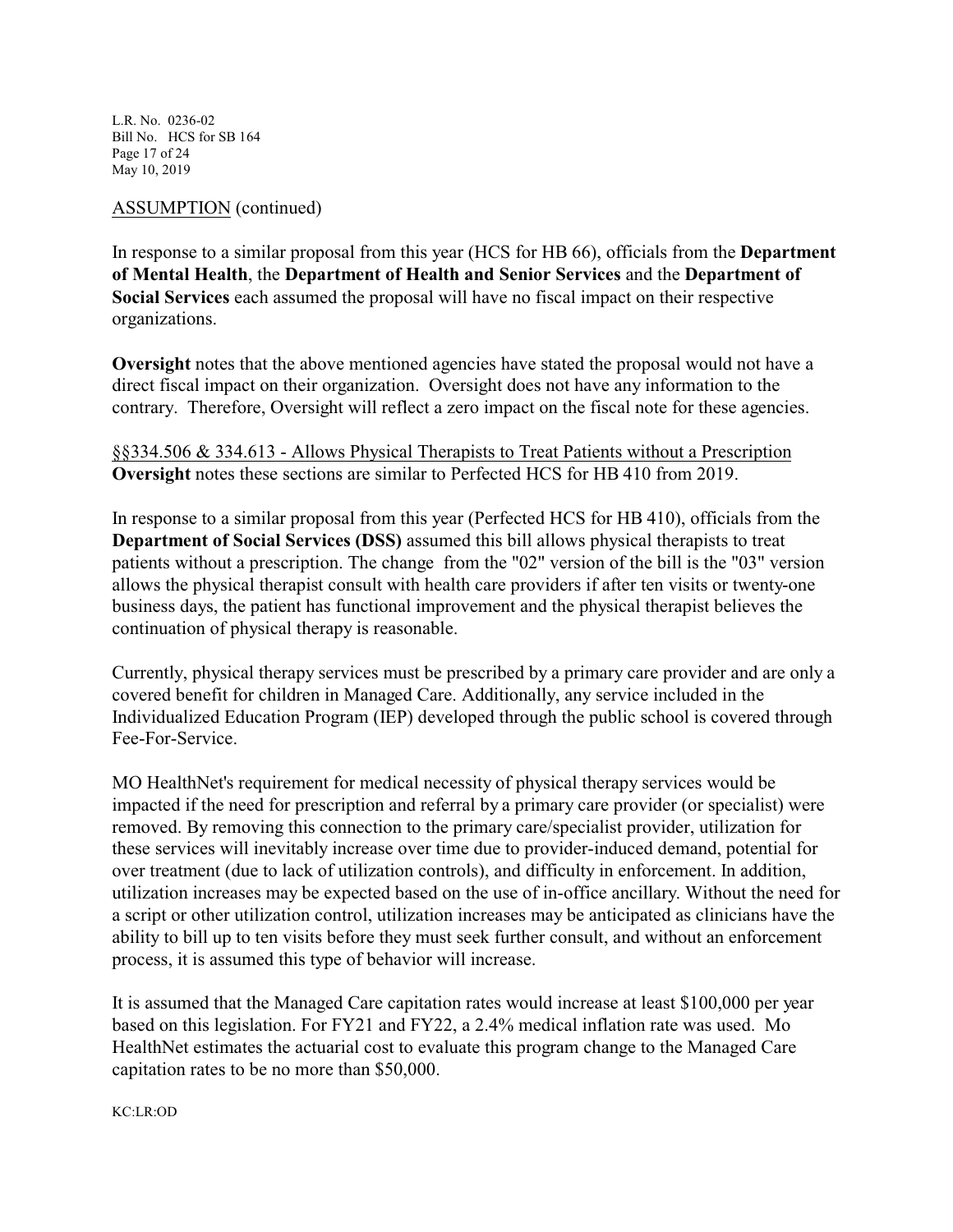ASSUMPTION (continued)

In response to a similar proposal from this year (HCS for HB 66), officials from the **Department of Mental Health**, the **Department of Health and Senior Services** and the **Department of Social Services** each assumed the proposal will have no fiscal impact on their respective organizations.

**Oversight** notes that the above mentioned agencies have stated the proposal would not have a direct fiscal impact on their organization. Oversight does not have any information to the contrary. Therefore, Oversight will reflect a zero impact on the fiscal note for these agencies.

§§334.506 & 334.613 - Allows Physical Therapists to Treat Patients without a Prescription
**Oversight** notes these sections are similar to Perfected HCS for HB 410 from 2019.

In response to a similar proposal from this year (Perfected HCS for HB 410), officials from the **Department of Social Services (DSS)** assumed this bill allows physical therapists to treat patients without a prescription. The change from the "02" version of the bill is the "03" version allows the physical therapist consult with health care providers if after ten visits or twenty-one business days, the patient has functional improvement and the physical therapist believes the continuation of physical therapy is reasonable.

Currently, physical therapy services must be prescribed by a primary care provider and are only a covered benefit for children in Managed Care. Additionally, any service included in the Individualized Education Program (IEP) developed through the public school is covered through Fee-For-Service.

MO HealthNet's requirement for medical necessity of physical therapy services would be impacted if the need for prescription and referral by a primary care provider (or specialist) were removed. By removing this connection to the primary care/specialist provider, utilization for these services will inevitably increase over time due to provider-induced demand, potential for over treatment (due to lack of utilization controls), and difficulty in enforcement. In addition, utilization increases may be expected based on the use of in-office ancillary. Without the need for a script or other utilization control, utilization increases may be anticipated as clinicians have the ability to bill up to ten visits before they must seek further consult, and without an enforcement process, it is assumed this type of behavior will increase.

It is assumed that the Managed Care capitation rates would increase at least $100,000 per year based on this legislation. For FY21 and FY22, a 2.4% medical inflation rate was used. Mo HealthNet estimates the actuarial cost to evaluate this program change to the Managed Care capitation rates to be no more than $50,000.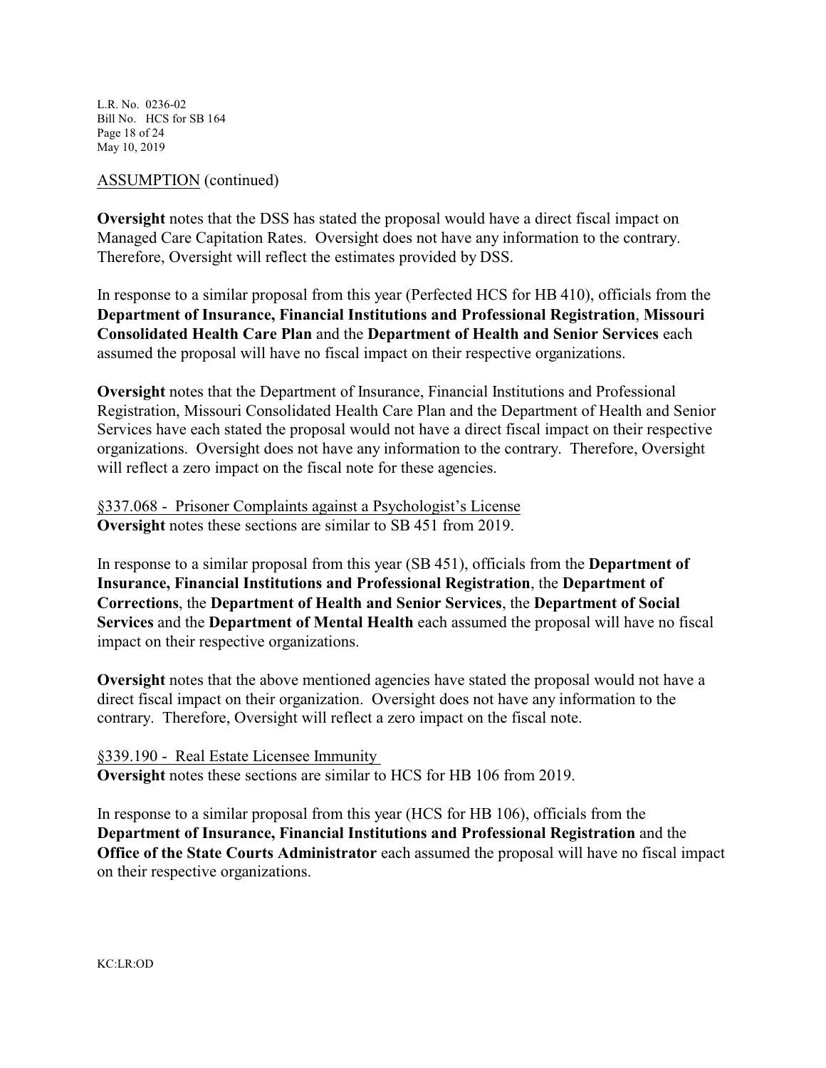ASSUMPTION (continued)

**Oversight** notes that the DSS has stated the proposal would have a direct fiscal impact on Managed Care Capitation Rates. Oversight does not have any information to the contrary. Therefore, Oversight will reflect the estimates provided by DSS.

In response to a similar proposal from this year (Perfected HCS for HB 410), officials from the **Department of Insurance, Financial Institutions and Professional Registration**, **Missouri Consolidated Health Care Plan** and the **Department of Health and Senior Services** each assumed the proposal will have no fiscal impact on their respective organizations.

**Oversight** notes that the Department of Insurance, Financial Institutions and Professional Registration, Missouri Consolidated Health Care Plan and the Department of Health and Senior Services have each stated the proposal would not have a direct fiscal impact on their respective organizations. Oversight does not have any information to the contrary. Therefore, Oversight will reflect a zero impact on the fiscal note for these agencies.

§337.068 - Prisoner Complaints against a Psychologist's License

**Oversight** notes these sections are similar to SB 451 from 2019.

In response to a similar proposal from this year (SB 451), officials from the **Department of Insurance, Financial Institutions and Professional Registration**, the **Department of Corrections**, the **Department of Health and Senior Services**, the **Department of Social Services** and the **Department of Mental Health** each assumed the proposal will have no fiscal impact on their respective organizations.

**Oversight** notes that the above mentioned agencies have stated the proposal would not have a direct fiscal impact on their organization. Oversight does not have any information to the contrary. Therefore, Oversight will reflect a zero impact on the fiscal note.

§339.190 - Real Estate Licensee Immunity

**Oversight** notes these sections are similar to HCS for HB 106 from 2019.

In response to a similar proposal from this year (HCS for HB 106), officials from the **Department of Insurance, Financial Institutions and Professional Registration** and the **Office of the State Courts Administrator** each assumed the proposal will have no fiscal impact on their respective organizations.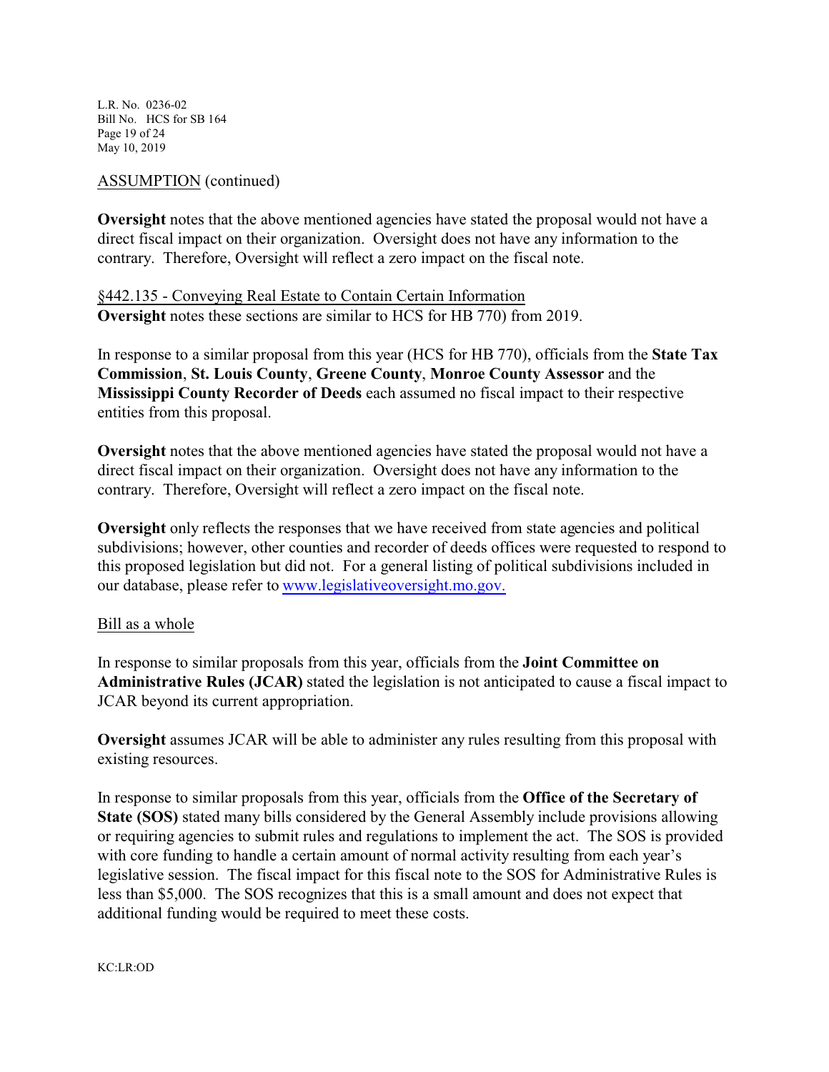ASSUMPTION (continued)

**Oversight** notes that the above mentioned agencies have stated the proposal would not have a direct fiscal impact on their organization. Oversight does not have any information to the contrary. Therefore, Oversight will reflect a zero impact on the fiscal note.

§442.135 - Conveying Real Estate to Contain Certain Information

**Oversight** notes these sections are similar to HCS for HB 770) from 2019.

In response to a similar proposal from this year (HCS for HB 770), officials from the **State Tax Commission**, **St. Louis County**, **Greene County**, **Monroe County Assessor** and the **Mississippi County Recorder of Deeds** each assumed no fiscal impact to their respective entities from this proposal.

**Oversight** notes that the above mentioned agencies have stated the proposal would not have a direct fiscal impact on their organization. Oversight does not have any information to the contrary. Therefore, Oversight will reflect a zero impact on the fiscal note.

**Oversight** only reflects the responses that we have received from state agencies and political subdivisions; however, other counties and recorder of deeds offices were requested to respond to this proposed legislation but did not. For a general listing of political subdivisions included in our database, please refer to www.legislativeoversight.mo.gov.

Bill as a whole

In response to similar proposals from this year, officials from the **Joint Committee on Administrative Rules (JCAR)** stated the legislation is not anticipated to cause a fiscal impact to JCAR beyond its current appropriation.

**Oversight** assumes JCAR will be able to administer any rules resulting from this proposal with existing resources.

In response to similar proposals from this year, officials from the **Office of the Secretary of State (SOS)** stated many bills considered by the General Assembly include provisions allowing or requiring agencies to submit rules and regulations to implement the act. The SOS is provided with core funding to handle a certain amount of normal activity resulting from each year's legislative session. The fiscal impact for this fiscal note to the SOS for Administrative Rules is less than $5,000. The SOS recognizes that this is a small amount and does not expect that additional funding would be required to meet these costs.

KC:LR:OD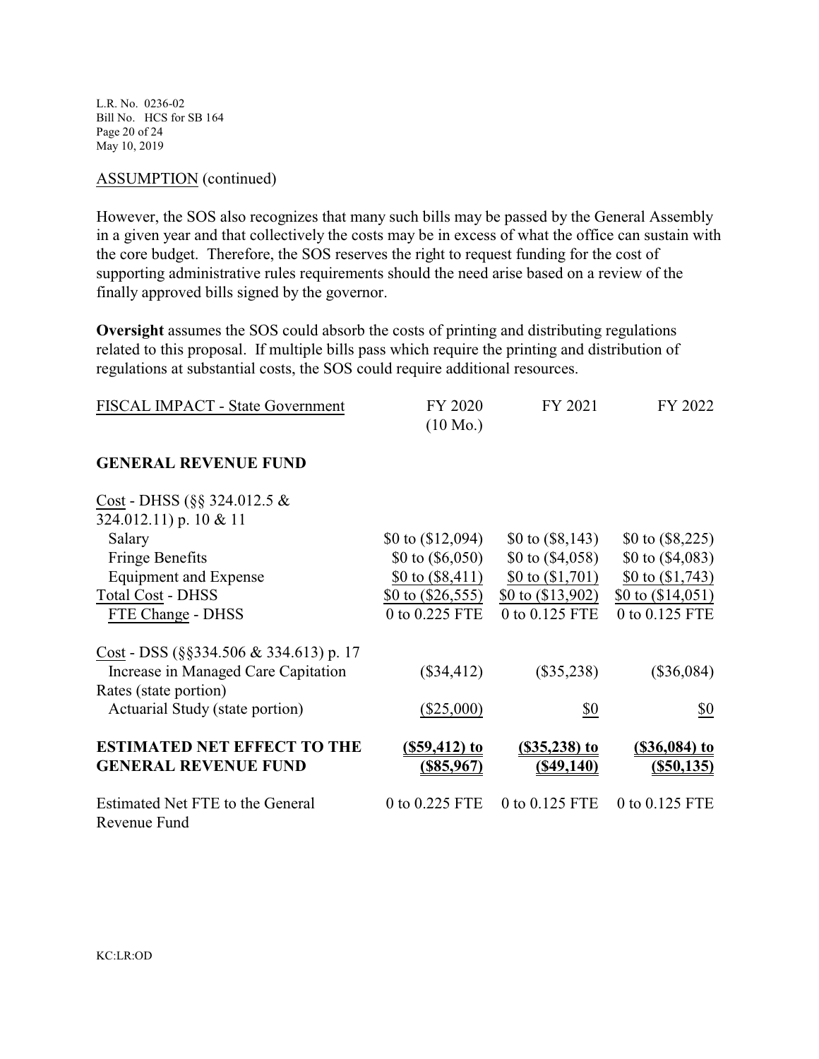ASSUMPTION (continued)

However, the SOS also recognizes that many such bills may be passed by the General Assembly in a given year and that collectively the costs may be in excess of what the office can sustain with the core budget. Therefore, the SOS reserves the right to request funding for the cost of supporting administrative rules requirements should the need arise based on a review of the finally approved bills signed by the governor.

**Oversight** assumes the SOS could absorb the costs of printing and distributing regulations related to this proposal. If multiple bills pass which require the printing and distribution of regulations at substantial costs, the SOS could require additional resources.

| FISCAL IMPACT - State Government | FY 2020 (10 Mo.) | FY 2021 | FY 2022 |
|---|---|---|---|
| **GENERAL REVENUE FUND** | | | |
| Cost - DHSS (§§ 324.012.5 & 324.012.11) p. 10 & 11 | | | |
| Salary | $0 to ($12,094) | $0 to ($8,143) | $0 to ($8,225) |
| Fringe Benefits | $0 to ($6,050) | $0 to ($4,058) | $0 to ($4,083) |
| Equipment and Expense | $0 to ($8,411) | $0 to ($1,701) | $0 to ($1,743) |
| Total Cost - DHSS | $0 to ($26,555) | $0 to ($13,902) | $0 to ($14,051) |
| FTE Change - DHSS | 0 to 0.225 FTE | 0 to 0.125 FTE | 0 to 0.125 FTE |
| Cost - DSS (§§334.506 & 334.613) p. 17 | | | |
| Increase in Managed Care Capitation Rates (state portion) | ($34,412) | ($35,238) | ($36,084) |
| Actuarial Study (state portion) | ($25,000) | $0 | $0 |
| **ESTIMATED NET EFFECT TO THE GENERAL REVENUE FUND** | **($59,412) to ($85,967)** | **($35,238) to ($49,140)** | **($36,084) to ($50,135)** |
| Estimated Net FTE to the General Revenue Fund | 0 to 0.225 FTE | 0 to 0.125 FTE | 0 to 0.125 FTE |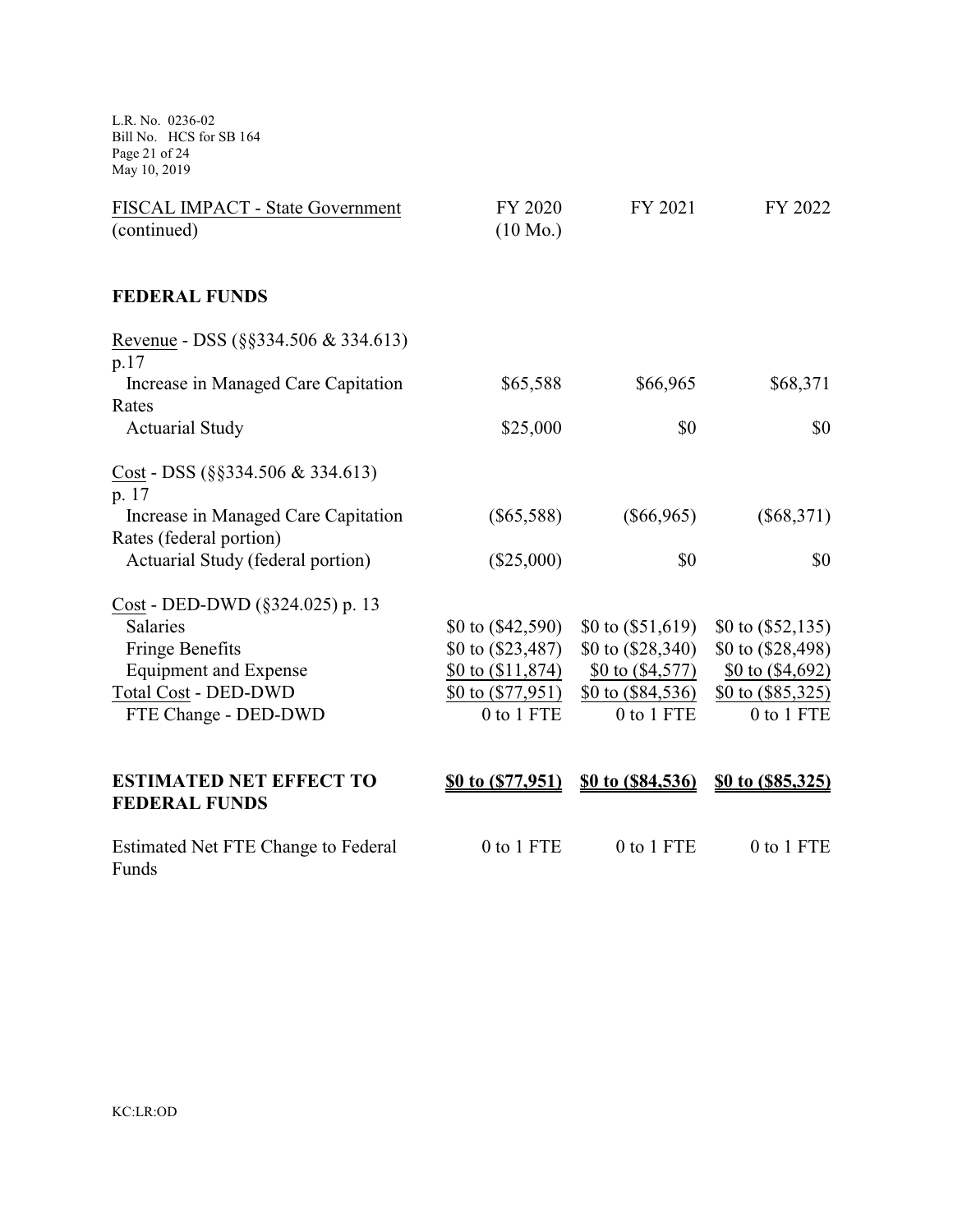| FISCAL IMPACT - State Government (continued) | FY 2020 (10 Mo.) | FY 2021 | FY 2022 |
|---|---|---|---|
| **FEDERAL FUNDS** | | | |
| Revenue - DSS (§§334.506 & 334.613) p.17 | | | |
| Increase in Managed Care Capitation Rates | $65,588 | $66,965 | $68,371 |
| Actuarial Study | $25,000 | $0 | $0 |
| Cost - DSS (§§334.506 & 334.613) p. 17 | | | |
| Increase in Managed Care Capitation Rates (federal portion) | ($65,588) | ($66,965) | ($68,371) |
| Actuarial Study (federal portion) | ($25,000) | $0 | $0 |
| Cost - DED-DWD (§324.025) p. 13 | | | |
| Salaries | $0 to ($42,590) | $0 to ($51,619) | $0 to ($52,135) |
| Fringe Benefits | $0 to ($23,487) | $0 to ($28,340) | $0 to ($28,498) |
| Equipment and Expense | $0 to ($11,874) | $0 to ($4,577) | $0 to ($4,692) |
| Total Cost - DED-DWD | $0 to ($77,951) | $0 to ($84,536) | $0 to ($85,325) |
| FTE Change - DED-DWD | 0 to 1 FTE | 0 to 1 FTE | 0 to 1 FTE |
| **ESTIMATED NET EFFECT TO FEDERAL FUNDS** | **$0 to ($77,951)** | **$0 to ($84,536)** | **$0 to ($85,325)** |
| Estimated Net FTE Change to Federal Funds | 0 to 1 FTE | 0 to 1 FTE | 0 to 1 FTE |

KC:LR:OD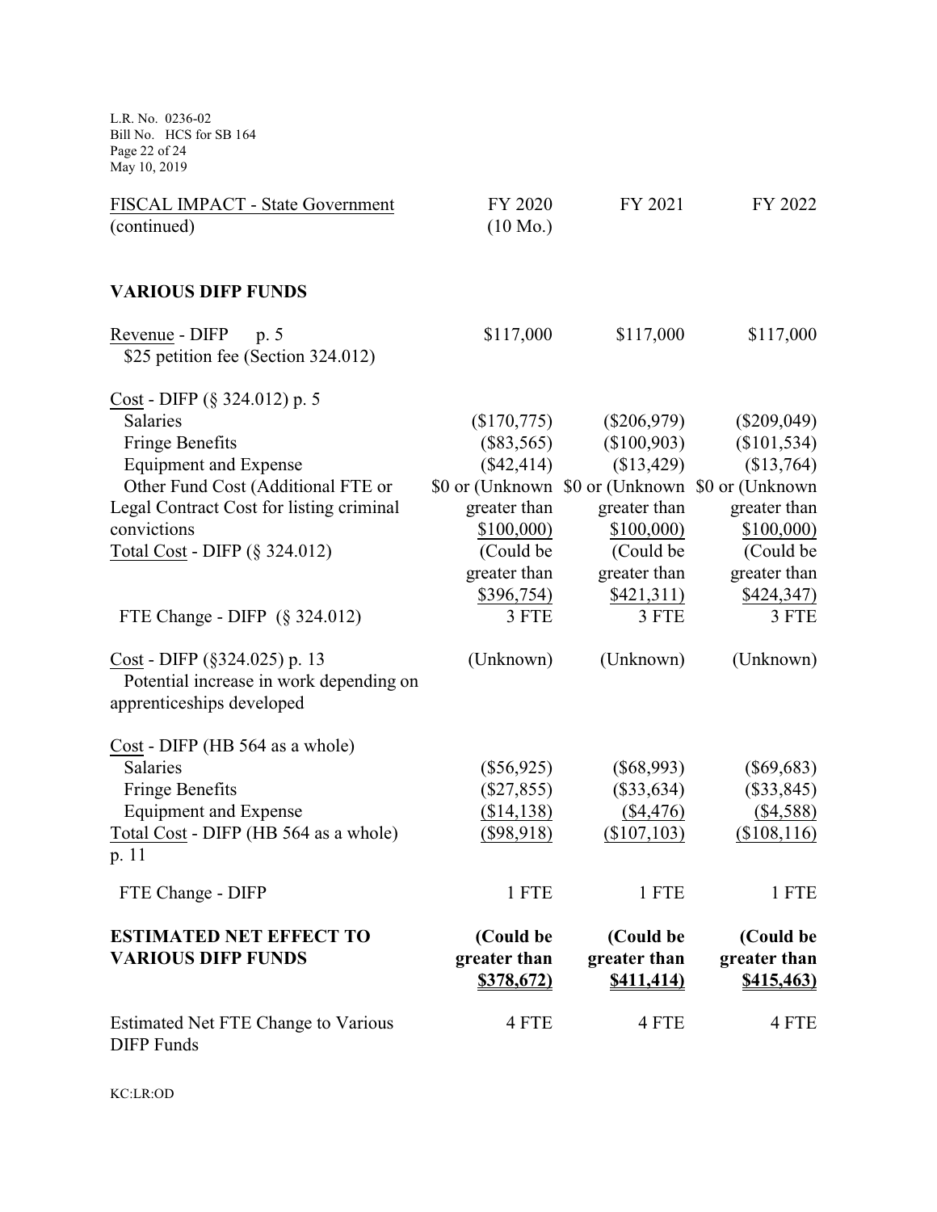| FISCAL IMPACT - State Government (continued) | FY 2020 (10 Mo.) | FY 2021 | FY 2022 |
|---|---|---|---|
| **VARIOUS DIFP FUNDS** | | | |
| Revenue - DIFP p. 5<br>$25 petition fee (Section 324.012) | $117,000 | $117,000 | $117,000 |
| Cost - DIFP (§ 324.012) p. 5 | | | |
| Salaries | ($170,775) | ($206,979) | ($209,049) |
| Fringe Benefits | ($83,565) | ($100,903) | ($101,534) |
| Equipment and Expense | ($42,414) | ($13,429) | ($13,764) |
| Other Fund Cost (Additional FTE or Legal Contract Cost for listing criminal convictions | $0 or (Unknown greater than $100,000) | $0 or (Unknown greater than $100,000) | $0 or (Unknown greater than $100,000) |
| Total Cost - DIFP (§ 324.012) | (Could be greater than $396,754) | (Could be greater than $421,311) | (Could be greater than $424,347) |
| FTE Change - DIFP (§ 324.012) | 3 FTE | 3 FTE | 3 FTE |
| Cost - DIFP (§324.025) p. 13<br>Potential increase in work depending on apprenticeships developed | (Unknown) | (Unknown) | (Unknown) |
| Cost - DIFP (HB 564 as a whole) | | | |
| Salaries | ($56,925) | ($68,993) | ($69,683) |
| Fringe Benefits | ($27,855) | ($33,634) | ($33,845) |
| Equipment and Expense | ($14,138) | ($4,476) | ($4,588) |
| Total Cost - DIFP (HB 564 as a whole) p. 11 | ($98,918) | ($107,103) | ($108,116) |
| FTE Change - DIFP | 1 FTE | 1 FTE | 1 FTE |
| **ESTIMATED NET EFFECT TO VARIOUS DIFP FUNDS** | **(Could be greater than $378,672)** | **(Could be greater than $411,414)** | **(Could be greater than $415,463)** |
| Estimated Net FTE Change to Various DIFP Funds | 4 FTE | 4 FTE | 4 FTE |

KC:LR:OD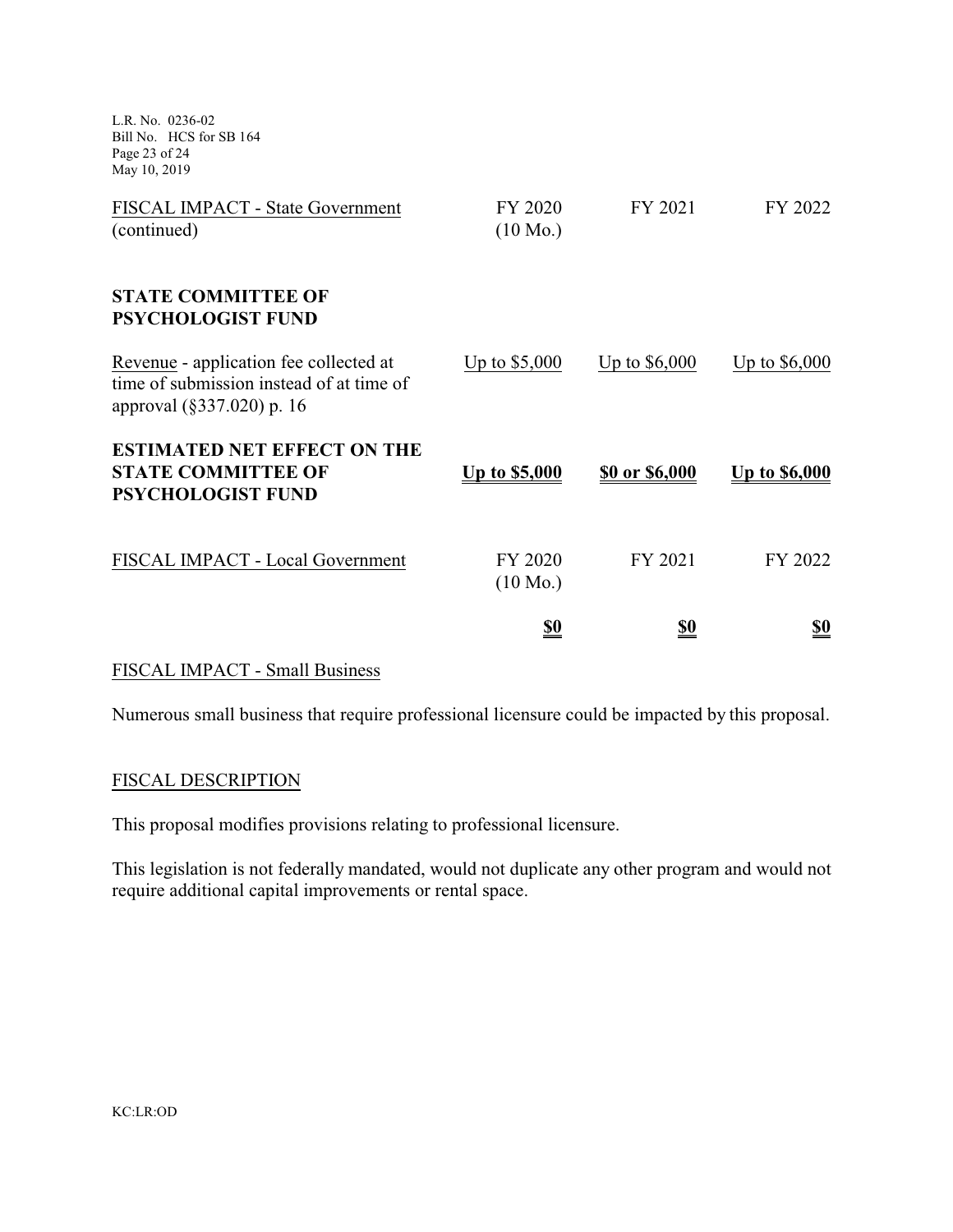| FISCAL IMPACT - State Government (continued) | FY 2020 (10 Mo.) | FY 2021 | FY 2022 |
|---|---|---|---|
| **STATE COMMITTEE OF PSYCHOLOGIST FUND** | | | |
| Revenue - application fee collected at time of submission instead of at time of approval (§337.020) p. 16 | Up to $5,000 | Up to $6,000 | Up to $6,000 |
| **ESTIMATED NET EFFECT ON THE STATE COMMITTEE OF PSYCHOLOGIST FUND** | **Up to $5,000** | **$0 or $6,000** | **Up to $6,000** |

| FISCAL IMPACT - Local Government | FY 2020 (10 Mo.) | FY 2021 | FY 2022 |
|---|---|---|---|
| | **$0** | **$0** | **$0** |

FISCAL IMPACT - Small Business

Numerous small business that require professional licensure could be impacted by this proposal.

FISCAL DESCRIPTION

This proposal modifies provisions relating to professional licensure.

This legislation is not federally mandated, would not duplicate any other program and would not require additional capital improvements or rental space.

KC:LR:OD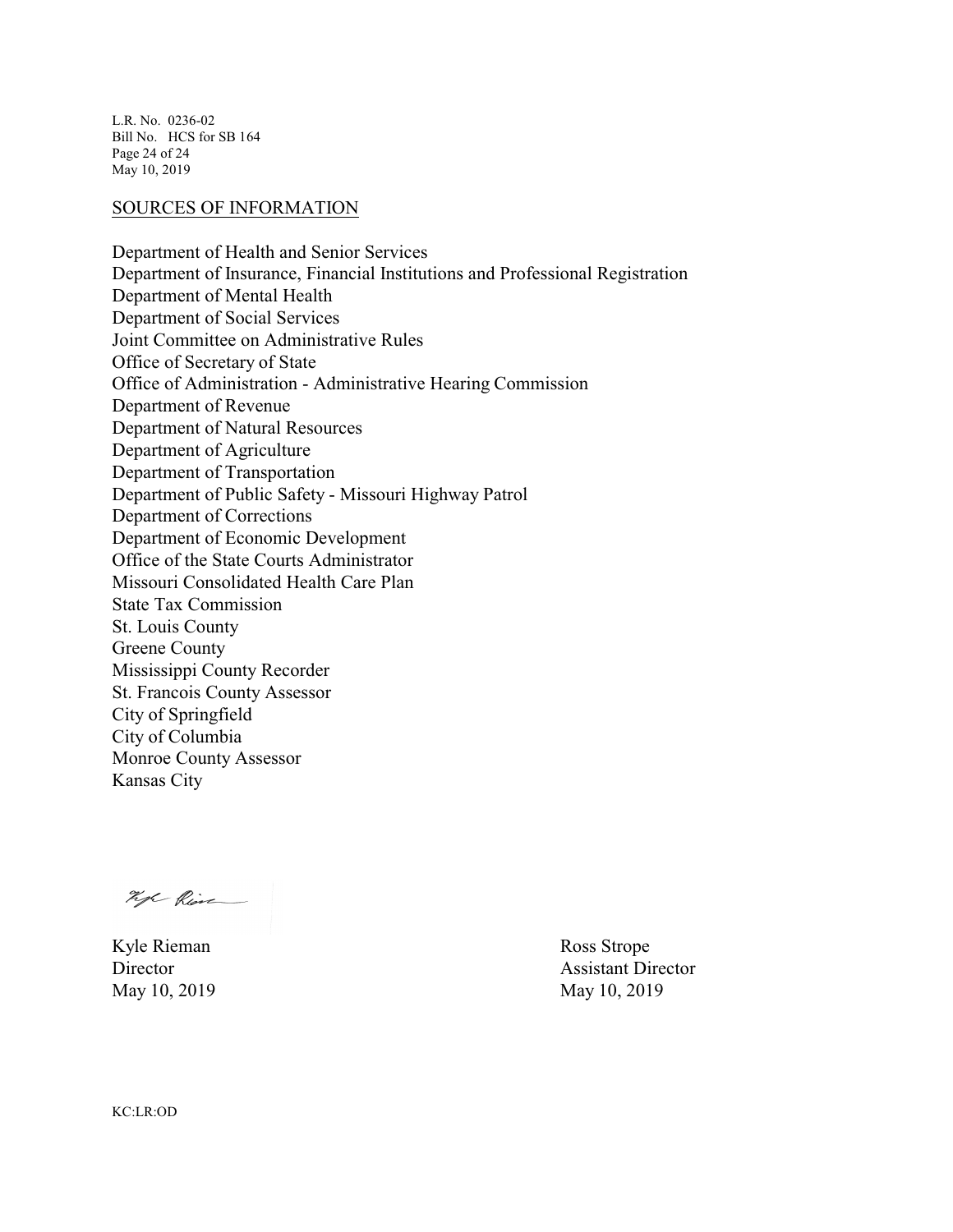## SOURCES OF INFORMATION

Department of Health and Senior Services
Department of Insurance, Financial Institutions and Professional Registration
Department of Mental Health
Department of Social Services
Joint Committee on Administrative Rules
Office of Secretary of State
Office of Administration - Administrative Hearing Commission
Department of Revenue
Department of Natural Resources
Department of Agriculture
Department of Transportation
Department of Public Safety - Missouri Highway Patrol
Department of Corrections
Department of Economic Development
Office of the State Courts Administrator
Missouri Consolidated Health Care Plan
State Tax Commission
St. Louis County
Greene County
Mississippi County Recorder
St. Francois County Assessor
City of Springfield
City of Columbia
Monroe County Assessor
Kansas City

| | |
|---|---|
| Kyle Rieman | Ross Strope |
| Director | Assistant Director |
| May 10, 2019 | May 10, 2019 |

KC:LR:OD